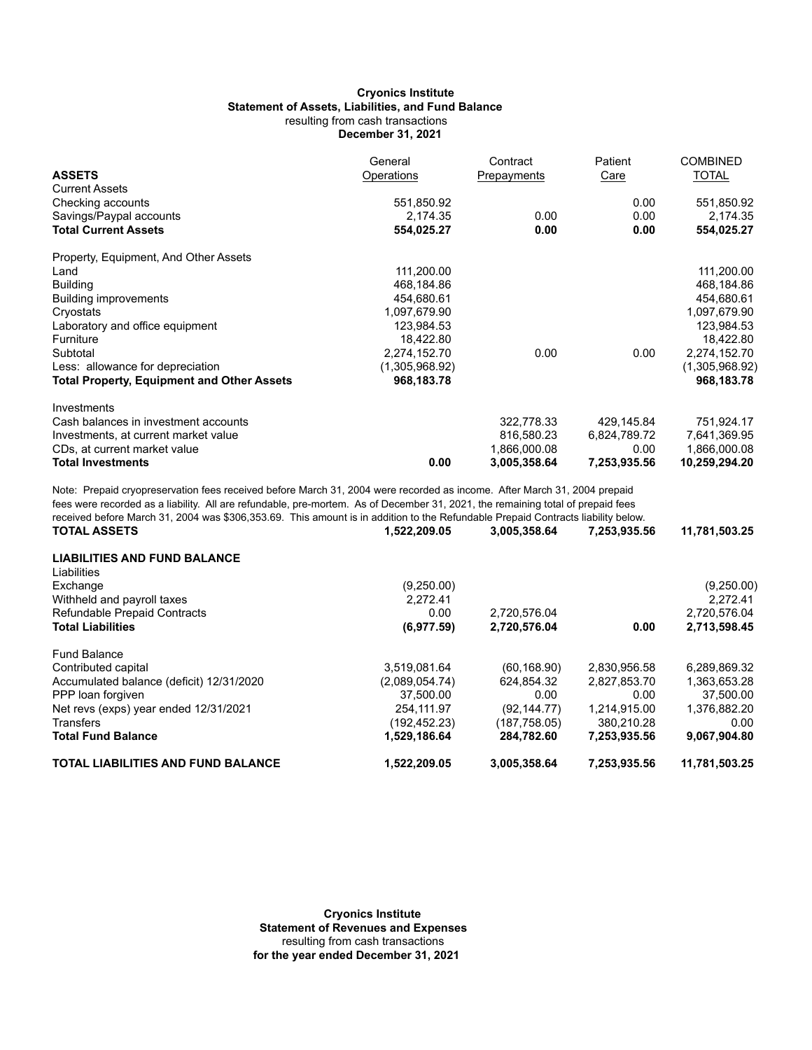**Cryonics Institute**
**Statement of Assets, Liabilities, and Fund Balance**
resulting from cash transactions
**December 31, 2021**

| ASSETS | General Operations | Contract Prepayments | Patient Care | COMBINED TOTAL |
|---|---|---|---|---|
| Current Assets | | | | |
| Checking accounts | 551,850.92 | | 0.00 | 551,850.92 |
| Savings/Paypal accounts | 2,174.35 | 0.00 | 0.00 | 2,174.35 |
| **Total Current Assets** | **554,025.27** | **0.00** | **0.00** | **554,025.27** |
| | | | | |
| Property, Equipment, And Other Assets | | | | |
| Land | 111,200.00 | | | 111,200.00 |
| Building | 468,184.86 | | | 468,184.86 |
| Building improvements | 454,680.61 | | | 454,680.61 |
| Cryostats | 1,097,679.90 | | | 1,097,679.90 |
| Laboratory and office equipment | 123,984.53 | | | 123,984.53 |
| Furniture | 18,422.80 | | | 18,422.80 |
| Subtotal | 2,274,152.70 | 0.00 | 0.00 | 2,274,152.70 |
| Less: allowance for depreciation | (1,305,968.92) | | | (1,305,968.92) |
| **Total Property, Equipment and Other Assets** | **968,183.78** | | | **968,183.78** |
| | | | | |
| Investments | | | | |
| Cash balances in investment accounts | | 322,778.33 | 429,145.84 | 751,924.17 |
| Investments, at current market value | | 816,580.23 | 6,824,789.72 | 7,641,369.95 |
| CDs, at current market value | | 1,866,000.08 | 0.00 | 1,866,000.08 |
| **Total Investments** | **0.00** | **3,005,358.64** | **7,253,935.56** | **10,259,294.20** |

Note: Prepaid cryopreservation fees received before March 31, 2004 were recorded as income. After March 31, 2004 prepaid fees were recorded as a liability. All are refundable, pre-mortem. As of December 31, 2021, the remaining total of prepaid fees received before March 31, 2004 was $306,353.69. This amount is in addition to the Refundable Prepaid Contracts liability below.

| | General Operations | Contract Prepayments | Patient Care | COMBINED TOTAL |
|---|---|---|---|---|
| **TOTAL ASSETS** | **1,522,209.05** | **3,005,358.64** | **7,253,935.56** | **11,781,503.25** |
| | | | | |
| **LIABILITIES AND FUND BALANCE** | | | | |
| Liabilities | | | | |
| Exchange | (9,250.00) | | | (9,250.00) |
| Withheld and payroll taxes | 2,272.41 | | | 2,272.41 |
| Refundable Prepaid Contracts | 0.00 | 2,720,576.04 | | 2,720,576.04 |
| **Total Liabilities** | **(6,977.59)** | **2,720,576.04** | **0.00** | **2,713,598.45** |
| | | | | |
| Fund Balance | | | | |
| Contributed capital | 3,519,081.64 | (60,168.90) | 2,830,956.58 | 6,289,869.32 |
| Accumulated balance (deficit) 12/31/2020 | (2,089,054.74) | 624,854.32 | 2,827,853.70 | 1,363,653.28 |
| PPP loan forgiven | 37,500.00 | 0.00 | 0.00 | 37,500.00 |
| Net revs (exps) year ended 12/31/2021 | 254,111.97 | (92,144.77) | 1,214,915.00 | 1,376,882.20 |
| Transfers | (192,452.23) | (187,758.05) | 380,210.28 | 0.00 |
| **Total Fund Balance** | **1,529,186.64** | **284,782.60** | **7,253,935.56** | **9,067,904.80** |
| | | | | |
| **TOTAL LIABILITIES AND FUND BALANCE** | **1,522,209.05** | **3,005,358.64** | **7,253,935.56** | **11,781,503.25** |

**Cryonics Institute**
**Statement of Revenues and Expenses**
resulting from cash transactions
**for the year ended December 31, 2021**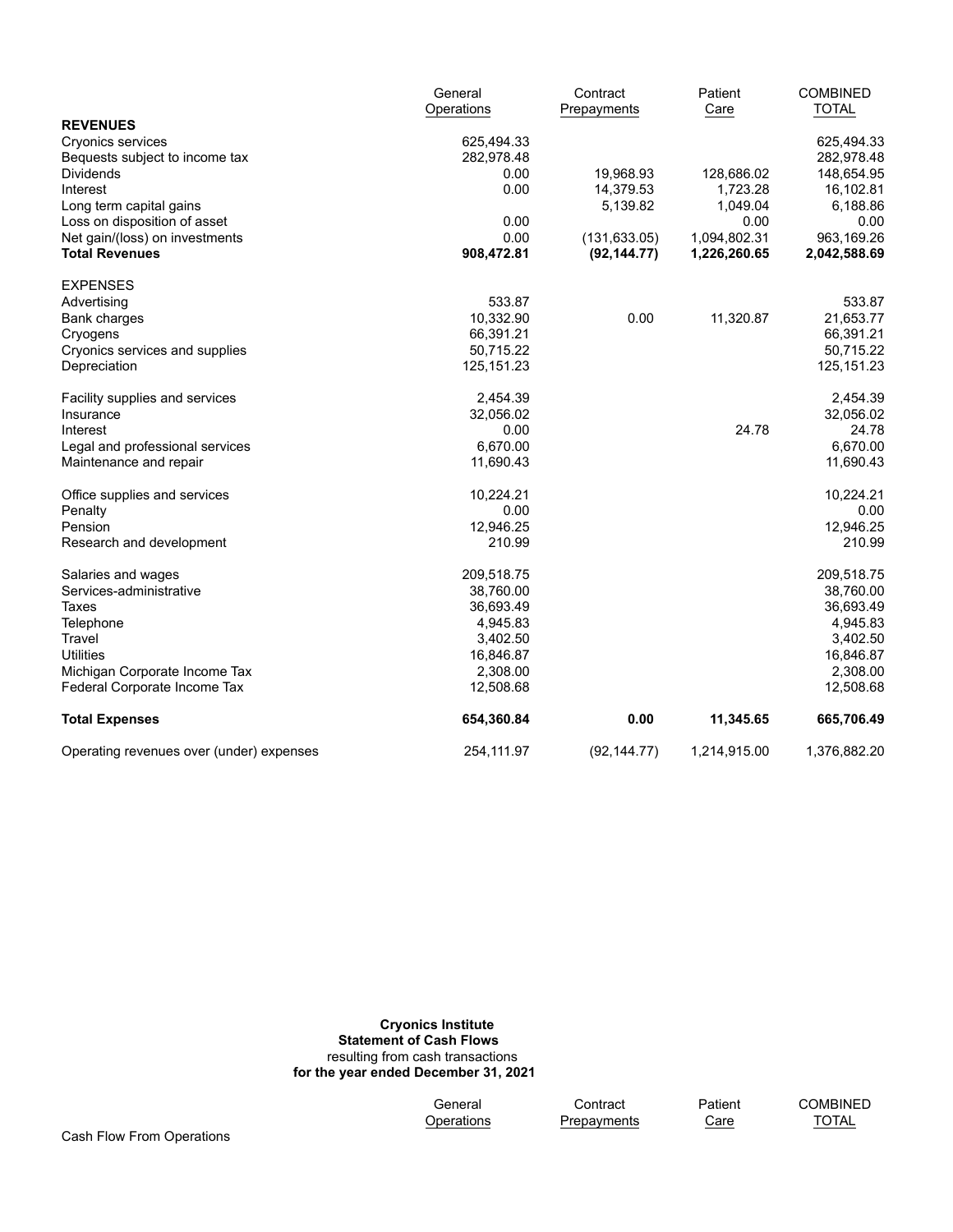| | General Operations | Contract Prepayments | Patient Care | COMBINED TOTAL |
|---|---|---|---|---|
| **REVENUES** | | | | |
| Cryonics services | 625,494.33 | | | 625,494.33 |
| Bequests subject to income tax | 282,978.48 | | | 282,978.48 |
| Dividends | 0.00 | 19,968.93 | 128,686.02 | 148,654.95 |
| Interest | 0.00 | 14,379.53 | 1,723.28 | 16,102.81 |
| Long term capital gains | | 5,139.82 | 1,049.04 | 6,188.86 |
| Loss on disposition of asset | 0.00 | | 0.00 | 0.00 |
| Net gain/(loss) on investments | 0.00 | (131,633.05) | 1,094,802.31 | 963,169.26 |
| **Total Revenues** | **908,472.81** | **(92,144.77)** | **1,226,260.65** | **2,042,588.69** |
| EXPENSES | | | | |
| Advertising | 533.87 | | | 533.87 |
| Bank charges | 10,332.90 | 0.00 | 11,320.87 | 21,653.77 |
| Cryogens | 66,391.21 | | | 66,391.21 |
| Cryonics services and supplies | 50,715.22 | | | 50,715.22 |
| Depreciation | 125,151.23 | | | 125,151.23 |
| Facility supplies and services | 2,454.39 | | | 2,454.39 |
| Insurance | 32,056.02 | | | 32,056.02 |
| Interest | 0.00 | | 24.78 | 24.78 |
| Legal and professional services | 6,670.00 | | | 6,670.00 |
| Maintenance and repair | 11,690.43 | | | 11,690.43 |
| Office supplies and services | 10,224.21 | | | 10,224.21 |
| Penalty | 0.00 | | | 0.00 |
| Pension | 12,946.25 | | | 12,946.25 |
| Research and development | 210.99 | | | 210.99 |
| Salaries and wages | 209,518.75 | | | 209,518.75 |
| Services-administrative | 38,760.00 | | | 38,760.00 |
| Taxes | 36,693.49 | | | 36,693.49 |
| Telephone | 4,945.83 | | | 4,945.83 |
| Travel | 3,402.50 | | | 3,402.50 |
| Utilities | 16,846.87 | | | 16,846.87 |
| Michigan Corporate Income Tax | 2,308.00 | | | 2,308.00 |
| Federal Corporate Income Tax | 12,508.68 | | | 12,508.68 |
| **Total Expenses** | **654,360.84** | **0.00** | **11,345.65** | **665,706.49** |
| Operating revenues over (under) expenses | 254,111.97 | (92,144.77) | 1,214,915.00 | 1,376,882.20 |

**Cryonics Institute**
**Statement of Cash Flows**
resulting from cash transactions
**for the year ended December 31, 2021**

| | General Operations | Contract Prepayments | Patient Care | COMBINED TOTAL |
|---|---|---|---|---|
| Cash Flow From Operations | | | | |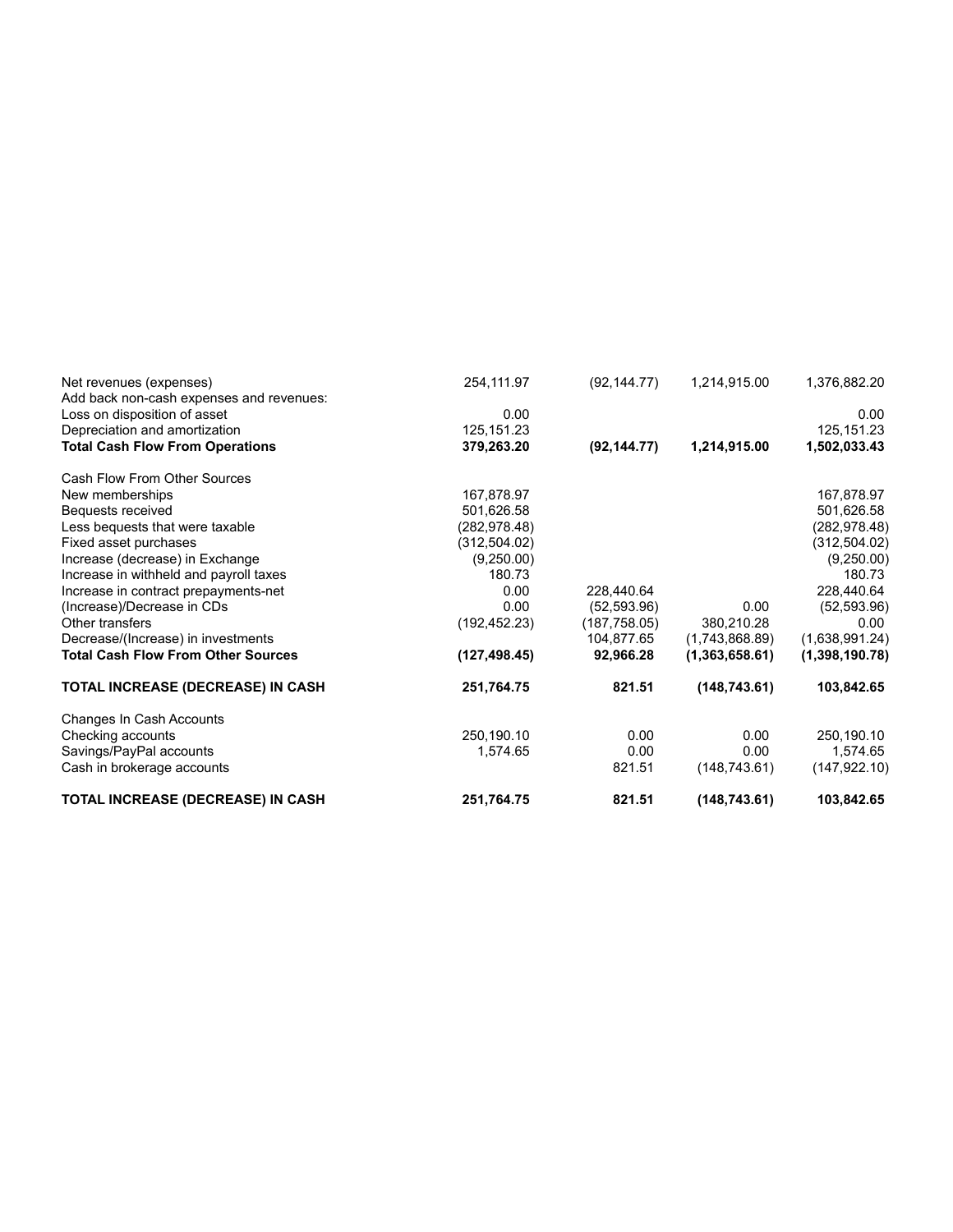| | | | | |
|---|---|---|---|---|
| Net revenues (expenses) | 254,111.97 | (92,144.77) | 1,214,915.00 | 1,376,882.20 |
| Add back non-cash expenses and revenues: | | | | |
| Loss on disposition of asset | 0.00 | | | 0.00 |
| Depreciation and amortization | 125,151.23 | | | 125,151.23 |
| **Total Cash Flow From Operations** | **379,263.20** | **(92,144.77)** | **1,214,915.00** | **1,502,033.43** |
| | | | | |
| Cash Flow From Other Sources | | | | |
| New memberships | 167,878.97 | | | 167,878.97 |
| Bequests received | 501,626.58 | | | 501,626.58 |
| Less bequests that were taxable | (282,978.48) | | | (282,978.48) |
| Fixed asset purchases | (312,504.02) | | | (312,504.02) |
| Increase (decrease) in Exchange | (9,250.00) | | | (9,250.00) |
| Increase in withheld and payroll taxes | 180.73 | | | 180.73 |
| Increase in contract prepayments-net | 0.00 | 228,440.64 | | 228,440.64 |
| (Increase)/Decrease in CDs | 0.00 | (52,593.96) | 0.00 | (52,593.96) |
| Other transfers | (192,452.23) | (187,758.05) | 380,210.28 | 0.00 |
| Decrease/(Increase) in investments | | 104,877.65 | (1,743,868.89) | (1,638,991.24) |
| **Total Cash Flow From Other Sources** | **(127,498.45)** | **92,966.28** | **(1,363,658.61)** | **(1,398,190.78)** |
| | | | | |
| **TOTAL INCREASE (DECREASE) IN CASH** | **251,764.75** | **821.51** | **(148,743.61)** | **103,842.65** |
| | | | | |
| Changes In Cash Accounts | | | | |
| Checking accounts | 250,190.10 | 0.00 | 0.00 | 250,190.10 |
| Savings/PayPal accounts | 1,574.65 | 0.00 | 0.00 | 1,574.65 |
| Cash in brokerage accounts | | 821.51 | (148,743.61) | (147,922.10) |
| | | | | |
| **TOTAL INCREASE (DECREASE) IN CASH** | **251,764.75** | **821.51** | **(148,743.61)** | **103,842.65** |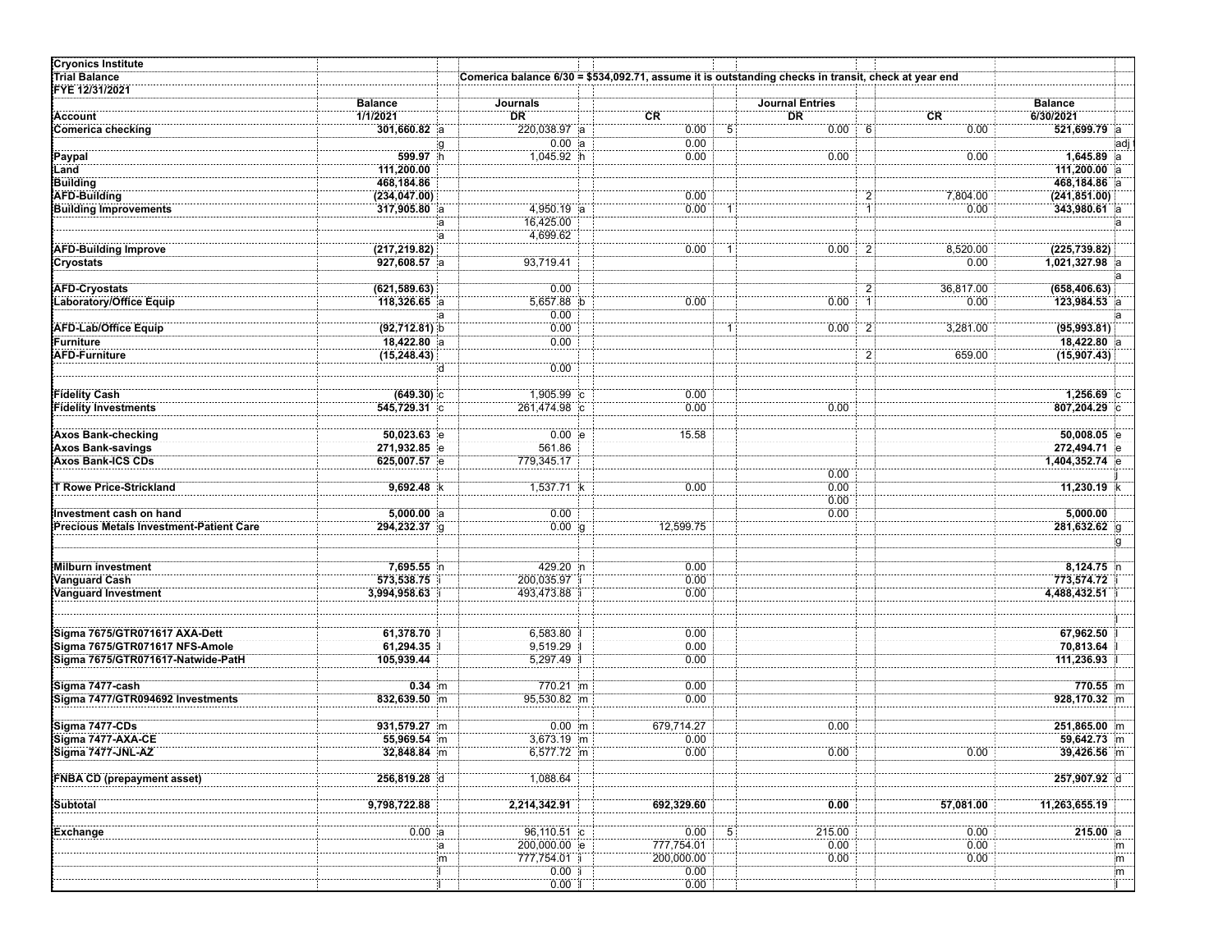**Cryonics Institute**
**Trial Balance**
**FYE 12/31/2021**

**Comerica balance 6/30 = $534,092.71, assume it is outstanding checks in transit, check at year end**

| | | | | | | | | | | | |
|---|---|---|---|---|---|---|---|---|---|---|---|
| | **Balance** | | **Journals** | | | | **Journal Entries** | | | **Balance** | |
| **Account** | **1/1/2021** | | **DR** | | **CR** | | **DR** | | **CR** | **6/30/2021** | |
| **Comerica checking** | **301,660.82** | a | 220,038.97 | a | 0.00 | 5 | 0.00 | 6 | 0.00 | **521,699.79** | a |
| | | g | 0.00 | a | 0.00 | | | | | | adj |
| **Paypal** | **599.97** | h | 1,045.92 | h | 0.00 | | 0.00 | | 0.00 | **1,645.89** | a |
| **Land** | **111,200.00** | | | | | | | | | **111,200.00** | a |
| **Building** | **468,184.86** | | | | | | | | | **468,184.86** | a |
| **AFD-Building** | **(234,047.00)** | | | | 0.00 | | | 2 | 7,804.00 | **(241,851.00)** | |
| **Building Improvements** | **317,905.80** | a | 4,950.19 | a | 0.00 | 1 | | 1 | 0.00 | **343,980.61** | a |
| | | a | 16,425.00 | | | | | | | | a |
| | | a | 4,699.62 | | | | | | | | |
| **AFD-Building Improve** | **(217,219.82)** | | | | 0.00 | 1 | 0.00 | 2 | 8,520.00 | **(225,739.82)** | |
| **Cryostats** | **927,608.57** | a | 93,719.41 | | | | | | 0.00 | **1,021,327.98** | a |
| | | | | | | | | | | | a |
| **AFD-Cryostats** | **(621,589.63)** | | 0.00 | | | | | 2 | 36,817.00 | **(658,406.63)** | |
| **Laboratory/Office Equip** | **118,326.65** | a | 5,657.88 | b | 0.00 | | 0.00 | 1 | 0.00 | **123,984.53** | a |
| | | a | 0.00 | | | | | | | | a |
| **AFD-Lab/Office Equip** | **(92,712.81)** | b | 0.00 | | | 1 | 0.00 | 2 | 3,281.00 | **(95,993.81)** | |
| **Furniture** | **18,422.80** | a | 0.00 | | | | | | | **18,422.80** | a |
| **AFD-Furniture** | **(15,248.43)** | | | | | | | 2 | 659.00 | **(15,907.43)** | |
| | | d | 0.00 | | | | | | | | |
| | | | | | | | | | | | |
| **Fidelity Cash** | **(649.30)** | c | 1,905.99 | c | 0.00 | | | | | **1,256.69** | c |
| **Fidelity Investments** | **545,729.31** | c | 261,474.98 | c | 0.00 | | 0.00 | | | **807,204.29** | c |
| | | | | | | | | | | | |
| **Axos Bank-checking** | **50,023.63** | e | 0.00 | e | 15.58 | | | | | **50,008.05** | e |
| **Axos Bank-savings** | **271,932.85** | e | 561.86 | | | | | | | **272,494.71** | e |
| **Axos Bank-ICS CDs** | **625,007.57** | e | 779,345.17 | | | | | | | **1,404,352.74** | e |
| | | | | | | | 0.00 | | | | j |
| **T Rowe Price-Strickland** | **9,692.48** | k | 1,537.71 | k | 0.00 | | 0.00 | | | **11,230.19** | k |
| | | | | | | | 0.00 | | | | |
| **Investment cash on hand** | **5,000.00** | a | 0.00 | | | | 0.00 | | | **5,000.00** | |
| **Precious Metals Investment-Patient Care** | **294,232.37** | g | 0.00 | g | 12,599.75 | | | | | **281,632.62** | g |
| | | | | | | | | | | | g |
| | | | | | | | | | | | |
| **Milburn investment** | **7,695.55** | n | 429.20 | n | 0.00 | | | | | **8,124.75** | n |
| **Vanguard Cash** | **573,538.75** | i | 200,035.97 | i | 0.00 | | | | | **773,574.72** | i |
| **Vanguard Investment** | **3,994,958.63** | i | 493,473.88 | i | 0.00 | | | | | **4,488,432.51** | i |
| | | | | | | | | | | | |
| | | | | | | | | | | | l |
| **Sigma 7675/GTR071617 AXA-Dett** | **61,378.70** | l | 6,583.80 | l | 0.00 | | | | | **67,962.50** | l |
| **Sigma 7675/GTR071617 NFS-Amole** | **61,294.35** | l | 9,519.29 | l | 0.00 | | | | | **70,813.64** | l |
| **Sigma 7675/GTR071617-Natwide-PatH** | **105,939.44** | | 5,297.49 | l | 0.00 | | | | | **111,236.93** | l |
| | | | | | | | | | | | |
| **Sigma 7477-cash** | **0.34** | m | 770.21 | m | 0.00 | | | | | **770.55** | m |
| **Sigma 7477/GTR094692 Investments** | **832,639.50** | m | 95,530.82 | m | 0.00 | | | | | **928,170.32** | m |
| | | | | | | | | | | | |
| **Sigma 7477-CDs** | **931,579.27** | m | 0.00 | m | 679,714.27 | | 0.00 | | | **251,865.00** | m |
| **Sigma 7477-AXA-CE** | **55,969.54** | m | 3,673.19 | m | 0.00 | | | | | **59,642.73** | m |
| **Sigma 7477-JNL-AZ** | **32,848.84** | m | 6,577.72 | m | 0.00 | | 0.00 | | 0.00 | **39,426.56** | m |
| | | | | | | | | | | | |
| **FNBA CD (prepayment asset)** | **256,819.28** | d | 1,088.64 | | | | | | | **257,907.92** | d |
| | | | | | | | | | | | |
| **Subtotal** | **9,798,722.88** | | **2,214,342.91** | | **692,329.60** | | **0.00** | | **57,081.00** | **11,263,655.19** | |
| | | | | | | | | | | | |
| **Exchange** | 0.00 | a | 96,110.51 | c | 0.00 | 5 | 215.00 | | 0.00 | **215.00** | a |
| | | a | 200,000.00 | e | 777,754.01 | | 0.00 | | 0.00 | | m |
| | | m | 777,754.01 | i | 200,000.00 | | 0.00 | | 0.00 | | m |
| | | l | 0.00 | i | 0.00 | | | | | | m |
| | | l | 0.00 | l | 0.00 | | | | | | l |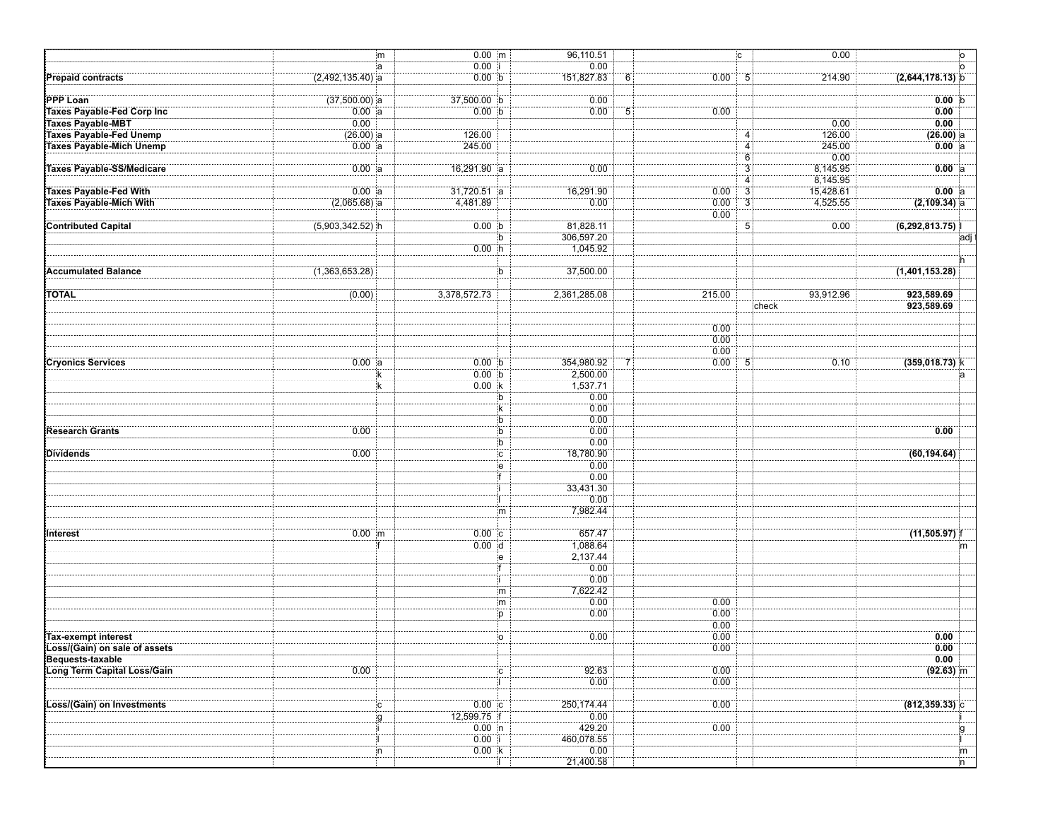| | | | | | | | | | | | |
|---|---|---|---|---|---|---|---|---|---|---|---|
| | | m | 0.00 | m | 96,110.51 | | | c | 0.00 | | o |
| | | a | 0.00 | i | 0.00 | | | | | | o |
| **Prepaid contracts** | (2,492,135.40) | a | 0.00 | b | 151,827.83 | 6 | 0.00 | 5 | 214.90 | **(2,644,178.13)** | b |
| | | | | | | | | | | | |
| **PPP Loan** | (37,500.00) | a | 37,500.00 | b | 0.00 | | | | | **0.00** | b |
| **Taxes Payable-Fed Corp Inc** | 0.00 | a | 0.00 | b | 0.00 | 5 | 0.00 | | | **0.00** | |
| **Taxes Payable-MBT** | 0.00 | | | | | | | | 0.00 | **0.00** | |
| **Taxes Payable-Fed Unemp** | (26.00) | a | 126.00 | | | | | 4 | 126.00 | **(26.00)** | a |
| **Taxes Payable-Mich Unemp** | 0.00 | a | 245.00 | | | | | 4 | 245.00 | **0.00** | a |
| | | | | | | | | 6 | 0.00 | | |
| **Taxes Payable-SS/Medicare** | 0.00 | a | 16,291.90 | a | 0.00 | | | 3 | 8,145.95 | **0.00** | a |
| | | | | | | | | 4 | 8,145.95 | | |
| **Taxes Payable-Fed With** | 0.00 | a | 31,720.51 | a | 16,291.90 | | 0.00 | 3 | 15,428.61 | **0.00** | a |
| **Taxes Payable-Mich With** | (2,065.68) | a | 4,481.89 | | 0.00 | | 0.00 | 3 | 4,525.55 | **(2,109.34)** | a |
| | | | | | | | 0.00 | | | | |
| **Contributed Capital** | (5,903,342.52) | h | 0.00 | b | 81,828.11 | | | 5 | 0.00 | **(6,292,813.75)** | l |
| | | | | b | 306,597.20 | | | | | | adj |
| | | | 0.00 | h | 1,045.92 | | | | | | |
| | | | | | | | | | | | h |
| **Accumulated Balance** | (1,363,653.28) | | | b | 37,500.00 | | | | | **(1,401,153.28)** | |
| | | | | | | | | | | | |
| **TOTAL** | (0.00) | | 3,378,572.73 | | 2,361,285.08 | | 215.00 | | 93,912.96 | **923,589.69** | |
| | | | | | | | | check | | **923,589.69** | |
| | | | | | | | | | | | |
| | | | | | | | 0.00 | | | | |
| | | | | | | | 0.00 | | | | |
| | | | | | | | 0.00 | | | | |
| **Cryonics Services** | 0.00 | a | 0.00 | b | 354,980.92 | 7 | 0.00 | 5 | 0.10 | **(359,018.73)** | k |
| | | k | 0.00 | b | 2,500.00 | | | | | | a |
| | | k | 0.00 | k | 1,537.71 | | | | | | |
| | | | | b | 0.00 | | | | | | |
| | | | | k | 0.00 | | | | | | |
| | | | | b | 0.00 | | | | | | |
| **Research Grants** | 0.00 | | | b | 0.00 | | | | | **0.00** | |
| | | | | b | 0.00 | | | | | | |
| **Dividends** | 0.00 | | | c | 18,780.90 | | | | | **(60,194.64)** | |
| | | | | e | 0.00 | | | | | | |
| | | | | f | 0.00 | | | | | | |
| | | | | i | 33,431.30 | | | | | | |
| | | | | l | 0.00 | | | | | | |
| | | | | m | 7,982.44 | | | | | | |
| | | | | | | | | | | | |
| **Interest** | 0.00 | m | 0.00 | c | 657.47 | | | | | **(11,505.97)** | f |
| | | f | 0.00 | d | 1,088.64 | | | | | | m |
| | | | | e | 2,137.44 | | | | | | |
| | | | | f | 0.00 | | | | | | |
| | | | | i | 0.00 | | | | | | |
| | | | | m | 7,622.42 | | | | | | |
| | | | | m | 0.00 | | 0.00 | | | | |
| | | | | p | 0.00 | | 0.00 | | | | |
| | | | | | | | 0.00 | | | | |
| **Tax-exempt interest** | | | | o | 0.00 | | 0.00 | | | **0.00** | |
| **Loss/(Gain) on sale of assets** | | | | | | | 0.00 | | | **0.00** | |
| **Bequests-taxable** | | | | | | | | | | **0.00** | |
| **Long Term Capital Loss/Gain** | 0.00 | | | c | 92.63 | | 0.00 | | | **(92.63)** | m |
| | | | | l | 0.00 | | 0.00 | | | | |
| | | | | | | | | | | | |
| **Loss/(Gain) on Investments** | | c | 0.00 | c | 250,174.44 | | 0.00 | | | **(812,359.33)** | c |
| | | g | 12,599.75 | f | 0.00 | | | | | | i |
| | | i | 0.00 | n | 429.20 | | 0.00 | | | | g |
| | | l | 0.00 | i | 460,078.55 | | | | | | l |
| | | n | 0.00 | k | 0.00 | | | | | | m |
| | | | | l | 21,400.58 | | | | | | n |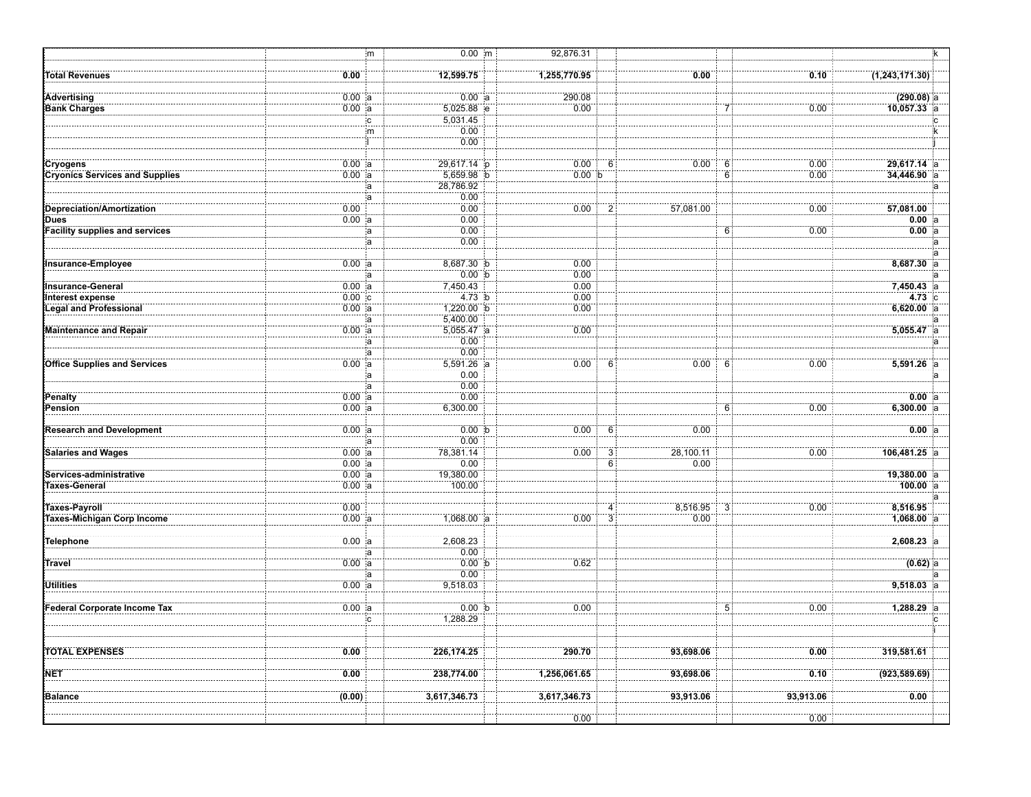| | | | | | | | | | | | |
|---|---|---|---|---|---|---|---|---|---|---|---|
| | | m | 0.00 | m | 92,876.31 | | | | | | k |
| **Total Revenues** | **0.00** | | **12,599.75** | | **1,255,770.95** | | **0.00** | | **0.10** | **(1,243,171.30)** | |
| **Advertising** | 0.00 | a | 0.00 | a | 290.08 | | | | | **(290.08)** | a |
| **Bank Charges** | 0.00 | a | 5,025.88 | e | 0.00 | | | 7 | 0.00 | **10,057.33** | a |
| | | c | 5,031.45 | | | | | | | | c |
| | | m | 0.00 | | | | | | | | k |
| | | l | 0.00 | | | | | | | | j |
| **Cryogens** | 0.00 | a | 29,617.14 | p | 0.00 | 6 | 0.00 | 6 | 0.00 | **29,617.14** | a |
| **Cryonics Services and Supplies** | 0.00 | a | 5,659.98 | b | 0.00 | b | | 6 | 0.00 | **34,446.90** | a |
| | | a | 28,786.92 | | | | | | | | a |
| | | a | 0.00 | | | | | | | | |
| **Depreciation/Amortization** | 0.00 | | 0.00 | | 0.00 | 2 | 57,081.00 | | 0.00 | **57,081.00** | |
| **Dues** | 0.00 | a | 0.00 | | | | | | | **0.00** | a |
| **Facility supplies and services** | | a | 0.00 | | | | | 6 | 0.00 | **0.00** | a |
| | | a | 0.00 | | | | | | | | a |
| | | | | | | | | | | | a |
| **Insurance-Employee** | 0.00 | a | 8,687.30 | b | 0.00 | | | | | **8,687.30** | a |
| | | a | 0.00 | b | 0.00 | | | | | | a |
| **Insurance-General** | 0.00 | a | 7,450.43 | | 0.00 | | | | | **7,450.43** | a |
| **Interest expense** | 0.00 | c | 4.73 | b | 0.00 | | | | | **4.73** | c |
| **Legal and Professional** | 0.00 | a | 1,220.00 | b | 0.00 | | | | | **6,620.00** | a |
| | | a | 5,400.00 | | | | | | | | a |
| **Maintenance and Repair** | 0.00 | a | 5,055.47 | a | 0.00 | | | | | **5,055.47** | a |
| | | a | 0.00 | | | | | | | | a |
| | | a | 0.00 | | | | | | | | |
| **Office Supplies and Services** | 0.00 | a | 5,591.26 | a | 0.00 | 6 | 0.00 | 6 | 0.00 | **5,591.26** | a |
| | | a | 0.00 | | | | | | | | a |
| | | a | 0.00 | | | | | | | | |
| **Penalty** | 0.00 | a | 0.00 | | | | | | | **0.00** | a |
| **Pension** | 0.00 | a | 6,300.00 | | | | | 6 | 0.00 | **6,300.00** | a |
| **Research and Development** | 0.00 | a | 0.00 | b | 0.00 | 6 | 0.00 | | | **0.00** | a |
| | | a | 0.00 | | | | | | | | |
| **Salaries and Wages** | 0.00 | a | 78,381.14 | | 0.00 | 3 | 28,100.11 | | 0.00 | **106,481.25** | a |
| | 0.00 | a | 0.00 | | | 6 | 0.00 | | | | |
| **Services-administrative** | 0.00 | a | 19,380.00 | | | | | | | **19,380.00** | a |
| **Taxes-General** | 0.00 | a | 100.00 | | | | | | | **100.00** | a |
| | | | | | | | | | | | a |
| **Taxes-Payroll** | 0.00 | | | | | 4 | 8,516.95 | 3 | 0.00 | **8,516.95** | |
| **Taxes-Michigan Corp Income** | 0.00 | a | 1,068.00 | a | 0.00 | 3 | 0.00 | | | **1,068.00** | a |
| **Telephone** | 0.00 | a | 2,608.23 | | | | | | | **2,608.23** | a |
| | | a | 0.00 | | | | | | | | |
| **Travel** | 0.00 | a | 0.00 | b | 0.62 | | | | | **(0.62)** | a |
| | | a | 0.00 | | | | | | | | a |
| **Utilities** | 0.00 | a | 9,518.03 | | | | | | | **9,518.03** | a |
| **Federal Corporate Income Tax** | 0.00 | a | 0.00 | b | 0.00 | | | 5 | 0.00 | **1,288.29** | a |
| | | c | 1,288.29 | | | | | | | | c |
| | | | | | | | | | | | i |
| **TOTAL EXPENSES** | **0.00** | | **226,174.25** | | **290.70** | | **93,698.06** | | **0.00** | **319,581.61** | |
| **NET** | **0.00** | | **238,774.00** | | **1,256,061.65** | | **93,698.06** | | **0.10** | **(923,589.69)** | |
| **Balance** | **(0.00)** | | **3,617,346.73** | | **3,617,346.73** | | **93,913.06** | | **93,913.06** | **0.00** | |
| | | | | | 0.00 | | | | 0.00 | | |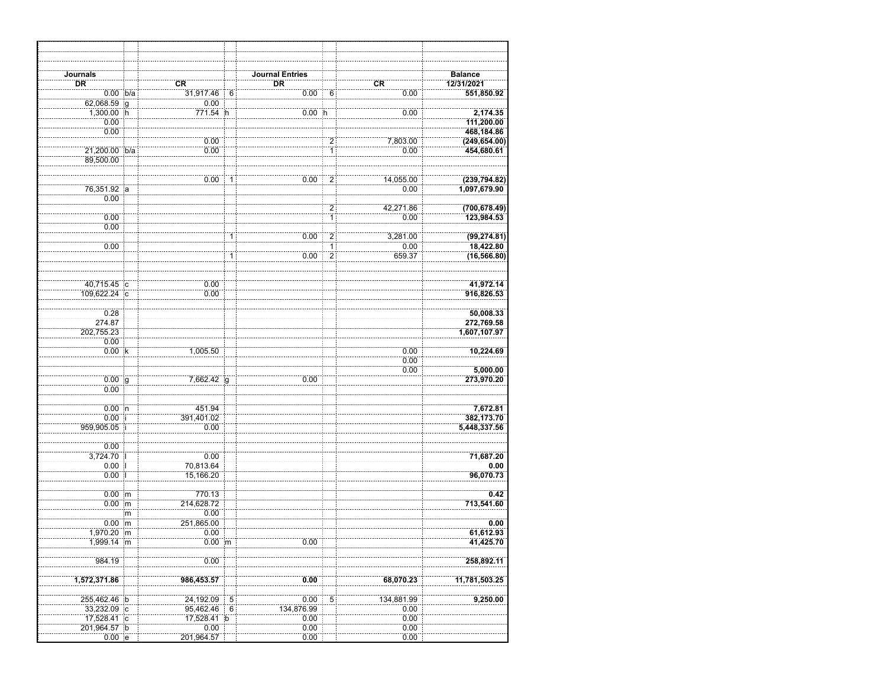| | | | | | | | |
|---|---|---|---|---|---|---|---|
| **Journals** | | | | **Journal Entries** | | | **Balance** |
| **DR** | | **CR** | | **DR** | | **CR** | **12/31/2021** |
| 0.00 | b/a | 31,917.46 | 6 | 0.00 | 6 | 0.00 | **551,850.92** |
| 62,068.59 | g | 0.00 | | | | | |
| 1,300.00 | h | 771.54 | h | 0.00 | h | 0.00 | **2,174.35** |
| 0.00 | | | | | | | **111,200.00** |
| 0.00 | | | | | | | **468,184.86** |
| | | 0.00 | | | 2 | 7,803.00 | **(249,654.00)** |
| 21,200.00 | b/a | 0.00 | | | 1 | 0.00 | **454,680.61** |
| 89,500.00 | | | | | | | |
| | | | | | | | |
| | | 0.00 | 1 | 0.00 | 2 | 14,055.00 | **(239,794.82)** |
| 76,351.92 | a | | | | | 0.00 | **1,097,679.90** |
| 0.00 | | | | | | | |
| | | | | | 2 | 42,271.86 | **(700,678.49)** |
| 0.00 | | | | | 1 | 0.00 | **123,984.53** |
| 0.00 | | | | | | | |
| | | | 1 | 0.00 | 2 | 3,281.00 | **(99,274.81)** |
| 0.00 | | | | | 1 | 0.00 | **18,422.80** |
| | | | 1 | 0.00 | 2 | 659.37 | **(16,566.80)** |
| | | | | | | | |
| | | | | | | | |
| 40,715.45 | c | 0.00 | | | | | **41,972.14** |
| 109,622.24 | c | 0.00 | | | | | **916,826.53** |
| | | | | | | | |
| 0.28 | | | | | | | **50,008.33** |
| 274.87 | | | | | | | **272,769.58** |
| 202,755.23 | | | | | | | **1,607,107.97** |
| 0.00 | | | | | | | |
| 0.00 | k | 1,005.50 | | | | 0.00 | **10,224.69** |
| | | | | | | 0.00 | |
| | | | | | | 0.00 | **5,000.00** |
| 0.00 | g | 7,662.42 | g | 0.00 | | | **273,970.20** |
| 0.00 | | | | | | | |
| | | | | | | | |
| 0.00 | n | 451.94 | | | | | **7,672.81** |
| 0.00 | i | 391,401.02 | | | | | **382,173.70** |
| 959,905.05 | i | 0.00 | | | | | **5,448,337.56** |
| | | | | | | | |
| 0.00 | | | | | | | |
| 3,724.70 | l | 0.00 | | | | | **71,687.20** |
| 0.00 | l | 70,813.64 | | | | | **0.00** |
| 0.00 | l | 15,166.20 | | | | | **96,070.73** |
| | | | | | | | |
| 0.00 | m | 770.13 | | | | | **0.42** |
| 0.00 | m | 214,628.72 | | | | | **713,541.60** |
| | m | 0.00 | | | | | |
| 0.00 | m | 251,865.00 | | | | | **0.00** |
| 1,970.20 | m | 0.00 | | | | | **61,612.93** |
| 1,999.14 | m | 0.00 | m | 0.00 | | | **41,425.70** |
| | | | | | | | |
| 984.19 | | 0.00 | | | | | **258,892.11** |
| | | | | | | | |
| **1,572,371.86** | | **986,453.57** | | **0.00** | | **68,070.23** | **11,781,503.25** |
| | | | | | | | |
| 255,462.46 | b | 24,192.09 | 5 | 0.00 | 5 | 134,881.99 | **9,250.00** |
| 33,232.09 | c | 95,462.46 | 6 | 134,876.99 | | 0.00 | |
| 17,528.41 | c | 17,528.41 | b | 0.00 | | 0.00 | |
| 201,964.57 | b | 0.00 | | 0.00 | | 0.00 | |
| 0.00 | e | 201,964.57 | | 0.00 | | 0.00 | |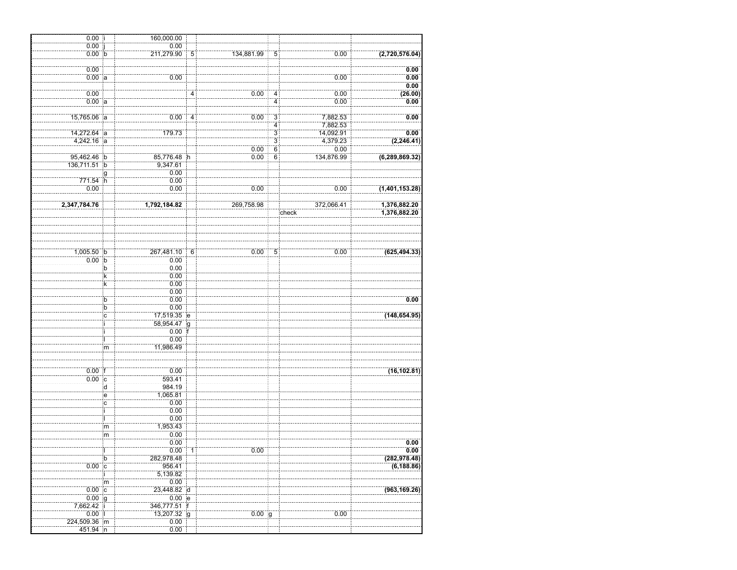| | | | | | | | |
|---|---|---|---|---|---|---|---|
| 0.00 | i | 160,000.00 | | | | | |
| 0.00 | j | 0.00 | | | | | |
| 0.00 | b | 211,279.90 | 5 | 134,881.99 | 5 | 0.00 | **(2,720,576.04)** |
| | | | | | | | |
| 0.00 | | | | | | | **0.00** |
| 0.00 | a | 0.00 | | | | 0.00 | **0.00** |
| | | | | | | | **0.00** |
| 0.00 | | | 4 | 0.00 | 4 | 0.00 | **(26.00)** |
| 0.00 | a | | | | 4 | 0.00 | **0.00** |
| | | | | | | | |
| 15,765.06 | a | 0.00 | 4 | 0.00 | 3 | 7,882.53 | **0.00** |
| | | | | | 4 | 7,882.53 | |
| 14,272.64 | a | 179.73 | | | 3 | 14,092.91 | **0.00** |
| 4,242.16 | a | | | | 3 | 4,379.23 | **(2,246.41)** |
| | | | | 0.00 | 6 | 0.00 | |
| 95,462.46 | b | 85,776.48 | h | 0.00 | 6 | 134,876.99 | **(6,289,869.32)** |
| 136,711.51 | b | 9,347.61 | | | | | |
| | g | 0.00 | | | | | |
| 771.54 | h | 0.00 | | | | | |
| 0.00 | | 0.00 | | 0.00 | | 0.00 | **(1,401,153.28)** |
| | | | | | | | |
| **2,347,784.76** | | **1,792,184.82** | | 269,758.98 | | 372,066.41 | **1,376,882.20** |
| | | | | | check | | **1,376,882.20** |
| | | | | | | | |
| | | | | | | | |
| | | | | | | | |
| | | | | | | | |
| 1,005.50 | b | 267,481.10 | 6 | 0.00 | 5 | 0.00 | **(625,494.33)** |
| 0.00 | b | 0.00 | | | | | |
| | b | 0.00 | | | | | |
| | k | 0.00 | | | | | |
| | k | 0.00 | | | | | |
| | | 0.00 | | | | | |
| | b | 0.00 | | | | | **0.00** |
| | b | 0.00 | | | | | |
| | c | 17,519.35 | e | | | | **(148,654.95)** |
| | i | 58,954.47 | g | | | | |
| | i | 0.00 | f | | | | |
| | l | 0.00 | | | | | |
| | m | 11,986.49 | | | | | |
| | | | | | | | |
| | | | | | | | |
| 0.00 | f | 0.00 | | | | | **(16,102.81)** |
| 0.00 | c | 593.41 | | | | | |
| | d | 984.19 | | | | | |
| | e | 1,065.81 | | | | | |
| | c | 0.00 | | | | | |
| | i | 0.00 | | | | | |
| | l | 0.00 | | | | | |
| | m | 1,953.43 | | | | | |
| | m | 0.00 | | | | | |
| | | 0.00 | | | | | **0.00** |
| | l | 0.00 | 1 | 0.00 | | | **0.00** |
| | b | 282,978.48 | | | | | **(282,978.48)** |
| 0.00 | c | 956.41 | | | | | **(6,188.86)** |
| | i | 5,139.82 | | | | | |
| | m | 0.00 | | | | | |
| 0.00 | c | 23,448.82 | d | | | | **(963,169.26)** |
| 0.00 | g | 0.00 | e | | | | |
| 7,662.42 | i | 346,777.51 | f | | | | |
| 0.00 | l | 13,207.32 | g | 0.00 | g | 0.00 | |
| 224,509.36 | m | 0.00 | | | | | |
| 451.94 | n | 0.00 | | | | | |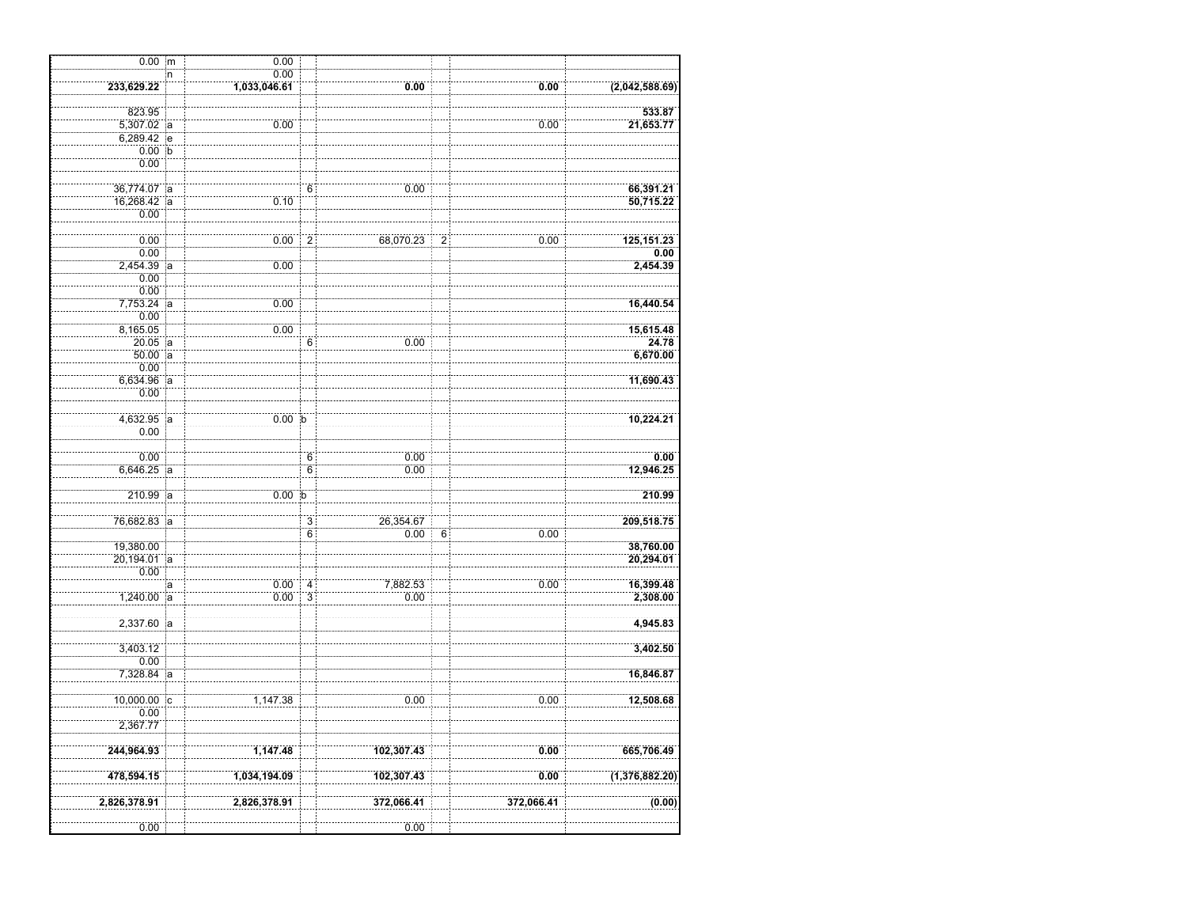| | | | | | | | |
|---|---|---|---|---|---|---|---|
| 0.00 | m | 0.00 | | | | | |
| | n | 0.00 | | | | | |
| **233,629.22** | | **1,033,046.61** | | **0.00** | | **0.00** | **(2,042,588.69)** |
| | | | | | | | |
| 823.95 | | | | | | | **533.87** |
| 5,307.02 | a | 0.00 | | | | 0.00 | **21,653.77** |
| 6,289.42 | e | | | | | | |
| 0.00 | b | | | | | | |
| 0.00 | | | | | | | |
| | | | | | | | |
| 36,774.07 | a | | 6 | 0.00 | | | **66,391.21** |
| 16,268.42 | a | 0.10 | | | | | **50,715.22** |
| 0.00 | | | | | | | |
| | | | | | | | |
| 0.00 | | 0.00 | 2 | 68,070.23 | 2 | 0.00 | **125,151.23** |
| 0.00 | | | | | | | **0.00** |
| 2,454.39 | a | 0.00 | | | | | **2,454.39** |
| 0.00 | | | | | | | |
| 0.00 | | | | | | | |
| 7,753.24 | a | 0.00 | | | | | **16,440.54** |
| 0.00 | | | | | | | |
| 8,165.05 | | 0.00 | | | | | **15,615.48** |
| 20.05 | a | | 6 | 0.00 | | | **24.78** |
| 50.00 | a | | | | | | **6,670.00** |
| 0.00 | | | | | | | |
| 6,634.96 | a | | | | | | **11,690.43** |
| 0.00 | | | | | | | |
| | | | | | | | |
| 4,632.95 | a | 0.00 | b | | | | **10,224.21** |
| 0.00 | | | | | | | |
| | | | | | | | |
| 0.00 | | | 6 | 0.00 | | | **0.00** |
| 6,646.25 | a | | 6 | 0.00 | | | **12,946.25** |
| | | | | | | | |
| 210.99 | a | 0.00 | b | | | | **210.99** |
| | | | | | | | |
| 76,682.83 | a | | 3 | 26,354.67 | | | **209,518.75** |
| | | | 6 | 0.00 | 6 | 0.00 | |
| 19,380.00 | | | | | | | **38,760.00** |
| 20,194.01 | a | | | | | | **20,294.01** |
| 0.00 | | | | | | | |
| | a | 0.00 | 4 | 7,882.53 | | 0.00 | **16,399.48** |
| 1,240.00 | a | 0.00 | 3 | 0.00 | | | **2,308.00** |
| | | | | | | | |
| 2,337.60 | a | | | | | | **4,945.83** |
| | | | | | | | |
| 3,403.12 | | | | | | | **3,402.50** |
| 0.00 | | | | | | | |
| 7,328.84 | a | | | | | | **16,846.87** |
| | | | | | | | |
| 10,000.00 | c | 1,147.38 | | 0.00 | | 0.00 | **12,508.68** |
| 0.00 | | | | | | | |
| 2,367.77 | | | | | | | |
| | | | | | | | |
| **244,964.93** | | **1,147.48** | | **102,307.43** | | **0.00** | **665,706.49** |
| | | | | | | | |
| **478,594.15** | | **1,034,194.09** | | **102,307.43** | | **0.00** | **(1,376,882.20)** |
| | | | | | | | |
| **2,826,378.91** | | **2,826,378.91** | | **372,066.41** | | **372,066.41** | **(0.00)** |
| | | | | | | | |
| 0.00 | | | | 0.00 | | | |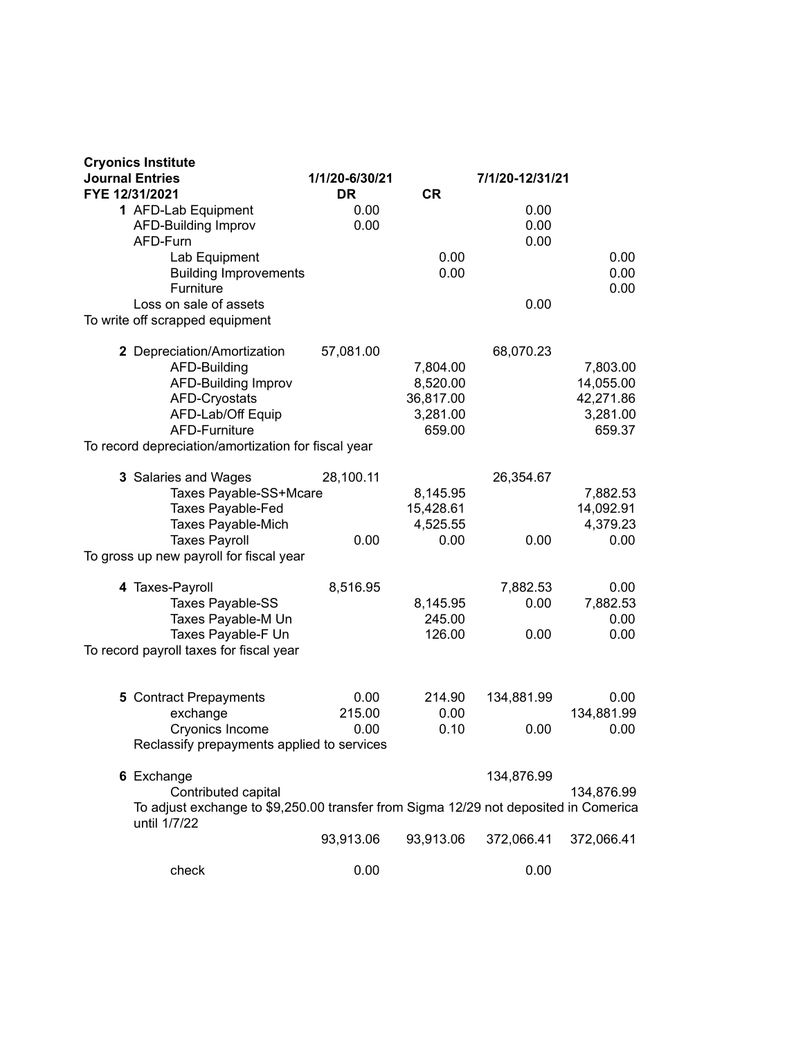**Cryonics Institute**
**Journal Entries**
**FYE 12/31/2021**

| | | 1/1/20-6/30/21 DR | CR | 7/1/20-12/31/21 | |
|---|---|---|---|---|---|
| 1 | AFD-Lab Equipment | 0.00 | | 0.00 | |
| | AFD-Building Improv | 0.00 | | 0.00 | |
| | AFD-Furn | | | 0.00 | |
| | Lab Equipment | | 0.00 | | 0.00 |
| | Building Improvements | | 0.00 | | 0.00 |
| | Furniture | | | | 0.00 |
| | Loss on sale of assets | | | 0.00 | |
| | To write off scrapped equipment | | | | |
| | | | | | |
| 2 | Depreciation/Amortization | 57,081.00 | | 68,070.23 | |
| | AFD-Building | | 7,804.00 | | 7,803.00 |
| | AFD-Building Improv | | 8,520.00 | | 14,055.00 |
| | AFD-Cryostats | | 36,817.00 | | 42,271.86 |
| | AFD-Lab/Off Equip | | 3,281.00 | | 3,281.00 |
| | AFD-Furniture | | 659.00 | | 659.37 |
| | To record depreciation/amortization for fiscal year | | | | |
| | | | | | |
| 3 | Salaries and Wages | 28,100.11 | | 26,354.67 | |
| | Taxes Payable-SS+Mcare | | 8,145.95 | | 7,882.53 |
| | Taxes Payable-Fed | | 15,428.61 | | 14,092.91 |
| | Taxes Payable-Mich | | 4,525.55 | | 4,379.23 |
| | Taxes Payroll | 0.00 | 0.00 | 0.00 | 0.00 |
| | To gross up new payroll for fiscal year | | | | |
| | | | | | |
| 4 | Taxes-Payroll | 8,516.95 | | 7,882.53 | 0.00 |
| | Taxes Payable-SS | | 8,145.95 | 0.00 | 7,882.53 |
| | Taxes Payable-M Un | | 245.00 | | 0.00 |
| | Taxes Payable-F Un | | 126.00 | 0.00 | 0.00 |
| | To record payroll taxes for fiscal year | | | | |
| | | | | | |
| 5 | Contract Prepayments | 0.00 | 214.90 | 134,881.99 | 0.00 |
| | exchange | 215.00 | 0.00 | | 134,881.99 |
| | Cryonics Income | 0.00 | 0.10 | 0.00 | 0.00 |
| | Reclassify prepayments applied to services | | | | |
| | | | | | |
| 6 | Exchange | | | 134,876.99 | |
| | Contributed capital | | | | 134,876.99 |
| | To adjust exchange to $9,250.00 transfer from Sigma 12/29 not deposited in Comerica until 1/7/22 | | | | |
| | | 93,913.06 | 93,913.06 | 372,066.41 | 372,066.41 |
| | | | | | |
| | check | 0.00 | | 0.00 | |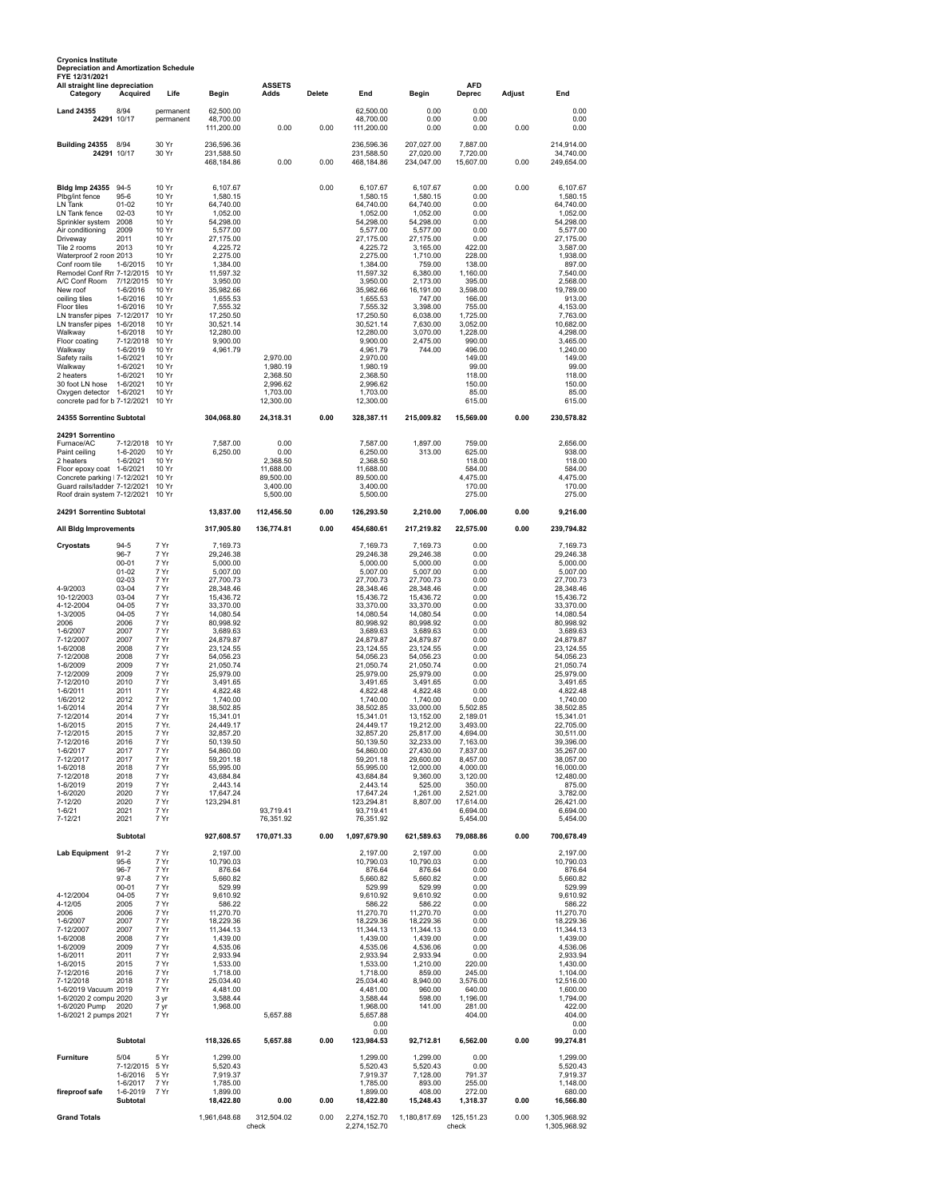**Cryonics Institute**
**Depreciation and Amortization Schedule**
**FYE 12/31/2021**
**All straight line depreciation**

| Category | Acquired | Life | Begin | ASSETS Adds | Delete | End | Begin | AFD Deprec | Adjust | End |
|---|---|---|---|---|---|---|---|---|---|---|
| **Land 24355** | 8/94 | permanent | 62,500.00 | | | 62,500.00 | 0.00 | 0.00 | | 0.00 |
| **24291** | 10/17 | permanent | 48,700.00 | | | 48,700.00 | 0.00 | 0.00 | | 0.00 |
| | | | 111,200.00 | 0.00 | 0.00 | 111,200.00 | 0.00 | 0.00 | 0.00 | 0.00 |
| **Building 24355** | 8/94 | 30 Yr | 236,596.36 | | | 236,596.36 | 207,027.00 | 7,887.00 | | 214,914.00 |
| **24291** | 10/17 | 30 Yr | 231,588.50 | | | 231,588.50 | 27,020.00 | 7,720.00 | | 34,740.00 |
| | | | 468,184.86 | 0.00 | 0.00 | 468,184.86 | 234,047.00 | 15,607.00 | 0.00 | 249,654.00 |
| **Bldg Imp 24355** | 94-5 | 10 Yr | 6,107.67 | | 0.00 | 6,107.67 | 6,107.67 | 0.00 | 0.00 | 6,107.67 |
| Plbg/int fence | 95-6 | 10 Yr | 1,580.15 | | | 1,580.15 | 1,580.15 | 0.00 | | 1,580.15 |
| LN Tank | 01-02 | 10 Yr | 64,740.00 | | | 64,740.00 | 64,740.00 | 0.00 | | 64,740.00 |
| LN Tank fence | 02-03 | 10 Yr | 1,052.00 | | | 1,052.00 | 1,052.00 | 0.00 | | 1,052.00 |
| Sprinkler system | 2008 | 10 Yr | 54,298.00 | | | 54,298.00 | 54,298.00 | 0.00 | | 54,298.00 |
| Air conditioning | 2009 | 10 Yr | 5,577.00 | | | 5,577.00 | 5,577.00 | 0.00 | | 5,577.00 |
| Driveway | 2011 | 10 Yr | 27,175.00 | | | 27,175.00 | 27,175.00 | 0.00 | | 27,175.00 |
| Tile 2 rooms | 2013 | 10 Yr | 4,225.72 | | | 4,225.72 | 3,165.00 | 422.00 | | 3,587.00 |
| Waterproof 2 roon | 2013 | 10 Yr | 2,275.00 | | | 2,275.00 | 1,710.00 | 228.00 | | 1,938.00 |
| Conf room tile | 1-6/2015 | 10 Yr | 1,384.00 | | | 1,384.00 | 759.00 | 138.00 | | 897.00 |
| Remodel Conf Rm | 7-12/2015 | 10 Yr | 11,597.32 | | | 11,597.32 | 6,380.00 | 1,160.00 | | 7,540.00 |
| A/C Conf Room | 7/12/2015 | 10 Yr | 3,950.00 | | | 3,950.00 | 2,173.00 | 395.00 | | 2,568.00 |
| New roof | 1-6/2016 | 10 Yr | 35,982.66 | | | 35,982.66 | 16,191.00 | 3,598.00 | | 19,789.00 |
| ceiling tiles | 1-6/2016 | 10 Yr | 1,655.53 | | | 1,655.53 | 747.00 | 166.00 | | 913.00 |
| Floor tiles | 1-6/2016 | 10 Yr | 7,555.32 | | | 7,555.32 | 3,398.00 | 755.00 | | 4,153.00 |
| LN transfer pipes | 7-12/2017 | 10 Yr | 17,250.50 | | | 17,250.50 | 6,038.00 | 1,725.00 | | 7,763.00 |
| LN transfer pipes | 1-6/2018 | 10 Yr | 30,521.14 | | | 30,521.14 | 7,630.00 | 3,052.00 | | 10,682.00 |
| Walkway | 1-6/2018 | 10 Yr | 12,280.00 | | | 12,280.00 | 3,070.00 | 1,228.00 | | 4,298.00 |
| Floor coating | 7-12/2018 | 10 Yr | 9,900.00 | | | 9,900.00 | 2,475.00 | 990.00 | | 3,465.00 |
| Walkway | 1-6/2019 | 10 Yr | 4,961.79 | | | 4,961.79 | 744.00 | 496.00 | | 1,240.00 |
| Safety rails | 1-6/2021 | 10 Yr | | 2,970.00 | | 2,970.00 | | 149.00 | | 149.00 |
| Walkway | 1-6/2021 | 10 Yr | | 1,980.19 | | 1,980.19 | | 99.00 | | 99.00 |
| 2 heaters | 1-6/2021 | 10 Yr | | 2,368.50 | | 2,368.50 | | 118.00 | | 118.00 |
| 30 foot LN hose | 1-6/2021 | 10 Yr | | 2,996.62 | | 2,996.62 | | 150.00 | | 150.00 |
| Oxygen detector | 1-6/2021 | 10 Yr | | 1,703.00 | | 1,703.00 | | 85.00 | | 85.00 |
| concrete pad for b | 7-12/2021 | 10 Yr | | 12,300.00 | | 12,300.00 | | 615.00 | | 615.00 |
| **24355 Sorrentino Subtotal** | | | **304,068.80** | **24,318.31** | **0.00** | **328,387.11** | **215,009.82** | **15,569.00** | **0.00** | **230,578.82** |
| **24291 Sorrentino** | | | | | | | | | | |
| Furnace/AC | 7-12/2018 | 10 Yr | 7,587.00 | 0.00 | | 7,587.00 | 1,897.00 | 759.00 | | 2,656.00 |
| Paint ceiling | 1-6-2020 | 10 Yr | 6,250.00 | 0.00 | | 6,250.00 | 313.00 | 625.00 | | 938.00 |
| 2 heaters | 1-6/2021 | 10 Yr | | 2,368.50 | | 2,368.50 | | 118.00 | | 118.00 |
| Floor epoxy coat | 1-6/2021 | 10 Yr | | 11,688.00 | | 11,688.00 | | 584.00 | | 584.00 |
| Concrete parking | 7-12/2021 | 10 Yr | | 89,500.00 | | 89,500.00 | | 4,475.00 | | 4,475.00 |
| Guard rails/ladder | 7-12/2021 | 10 Yr | | 3,400.00 | | 3,400.00 | | 170.00 | | 170.00 |
| Roof drain system | 7-12/2021 | 10 Yr | | 5,500.00 | | 5,500.00 | | 275.00 | | 275.00 |
| **24291 Sorrentino Subtotal** | | | **13,837.00** | **112,456.50** | **0.00** | **126,293.50** | **2,210.00** | **7,006.00** | **0.00** | **9,216.00** |
| **All Bldg Improvements** | | | **317,905.80** | **136,774.81** | **0.00** | **454,680.61** | **217,219.82** | **22,575.00** | **0.00** | **239,794.82** |
| **Cryostats** | 94-5 | 7 Yr | 7,169.73 | | | 7,169.73 | 7,169.73 | 0.00 | | 7,169.73 |
| | 96-7 | 7 Yr | 29,246.38 | | | 29,246.38 | 29,246.38 | 0.00 | | 29,246.38 |
| | 00-01 | 7 Yr | 5,000.00 | | | 5,000.00 | 5,000.00 | 0.00 | | 5,000.00 |
| | 01-02 | 7 Yr | 5,007.00 | | | 5,007.00 | 5,007.00 | 0.00 | | 5,007.00 |
| | 02-03 | 7 Yr | 27,700.73 | | | 27,700.73 | 27,700.73 | 0.00 | | 27,700.73 |
| 4-9/2003 | 03-04 | 7 Yr | 28,348.46 | | | 28,348.46 | 28,348.46 | 0.00 | | 28,348.46 |
| 10-12/2003 | 03-04 | 7 Yr | 15,436.72 | | | 15,436.72 | 15,436.72 | 0.00 | | 15,436.72 |
| 4-12-2004 | 04-05 | 7 Yr | 33,370.00 | | | 33,370.00 | 33,370.00 | 0.00 | | 33,370.00 |
| 1-3/2005 | 04-05 | 7 Yr | 14,080.54 | | | 14,080.54 | 14,080.54 | 0.00 | | 14,080.54 |
| 2006 | 2006 | 7 Yr | 80,998.92 | | | 80,998.92 | 80,998.92 | 0.00 | | 80,998.92 |
| 1-6/2007 | 2007 | 7 Yr | 3,689.63 | | | 3,689.63 | 3,689.63 | 0.00 | | 3,689.63 |
| 7-12/2007 | 2007 | 7 Yr | 24,879.87 | | | 24,879.87 | 24,879.87 | 0.00 | | 24,879.87 |
| 1-6/2008 | 2008 | 7 Yr | 23,124.55 | | | 23,124.55 | 23,124.55 | 0.00 | | 23,124.55 |
| 7-12/2008 | 2008 | 7 Yr | 54,056.23 | | | 54,056.23 | 54,056.23 | 0.00 | | 54,056.23 |
| 1-6/2009 | 2009 | 7 Yr | 21,050.74 | | | 21,050.74 | 21,050.74 | 0.00 | | 21,050.74 |
| 7-12/2009 | 2009 | 7 Yr | 25,979.00 | | | 25,979.00 | 25,979.00 | 0.00 | | 25,979.00 |
| 7-12/2010 | 2010 | 7 Yr | 3,491.65 | | | 3,491.65 | 3,491.65 | 0.00 | | 3,491.65 |
| 1-6/2011 | 2011 | 7 Yr | 4,822.48 | | | 4,822.48 | 4,822.48 | 0.00 | | 4,822.48 |
| 1/6/2012 | 2012 | 7 Yr | 1,740.00 | | | 1,740.00 | 1,740.00 | 0.00 | | 1,740.00 |
| 1-6/2014 | 2014 | 7 Yr | 38,502.85 | | | 38,502.85 | 33,000.00 | 5,502.85 | | 38,502.85 |
| 7-12/2014 | 2014 | 7 Yr | 15,341.01 | | | 15,341.01 | 13,152.00 | 2,189.01 | | 15,341.01 |
| 1-6/2015 | 2015 | 7 Yr. | 24,449.17 | | | 24,449.17 | 19,212.00 | 3,493.00 | | 22,705.00 |
| 7-12/2015 | 2015 | 7 Yr | 32,857.20 | | | 32,857.20 | 25,817.00 | 4,694.00 | | 30,511.00 |
| 7-12/2016 | 2016 | 7 Yr | 50,139.50 | | | 50,139.50 | 32,233.00 | 7,163.00 | | 39,396.00 |
| 1-6/2017 | 2017 | 7 Yr | 54,860.00 | | | 54,860.00 | 27,430.00 | 7,837.00 | | 35,267.00 |
| 7-12/2017 | 2017 | 7 Yr | 59,201.18 | | | 59,201.18 | 29,600.00 | 8,457.00 | | 38,057.00 |
| 1-6/2018 | 2018 | 7 Yr | 55,995.00 | | | 55,995.00 | 12,000.00 | 4,000.00 | | 16,000.00 |
| 7-12/2018 | 2018 | 7 Yr | 43,684.84 | | | 43,684.84 | 9,360.00 | 3,120.00 | | 12,480.00 |
| 1-6/2019 | 2019 | 7 Yr | 2,443.14 | | | 2,443.14 | 525.00 | 350.00 | | 875.00 |
| 1-6/2020 | 2020 | 7 Yr | 17,647.24 | | | 17,647.24 | 1,261.00 | 2,521.00 | | 3,782.00 |
| 7-12/20 | 2020 | 7 Yr | 123,294.81 | | | 123,294.81 | 8,807.00 | 17,614.00 | | 26,421.00 |
| 1-6/21 | 2021 | 7 Yr | | 93,719.41 | | 93,719.41 | | 6,694.00 | | 6,694.00 |
| 7-12/21 | 2021 | 7 Yr | | 76,351.92 | | 76,351.92 | | 5,454.00 | | 5,454.00 |
| | **Subtotal** | | **927,608.57** | **170,071.33** | **0.00** | **1,097,679.90** | **621,589.63** | **79,088.86** | **0.00** | **700,678.49** |
| **Lab Equipment** | 91-2 | 7 Yr | 2,197.00 | | | 2,197.00 | 2,197.00 | 0.00 | | 2,197.00 |
| | 95-6 | 7 Yr | 10,790.03 | | | 10,790.03 | 10,790.03 | 0.00 | | 10,790.03 |
| | 96-7 | 7 Yr | 876.64 | | | 876.64 | 876.64 | 0.00 | | 876.64 |
| | 97-8 | 7 Yr | 5,660.82 | | | 5,660.82 | 5,660.82 | 0.00 | | 5,660.82 |
| | 00-01 | 7 Yr | 529.99 | | | 529.99 | 529.99 | 0.00 | | 529.99 |
| 4-12/2004 | 04-05 | 7 Yr | 9,610.92 | | | 9,610.92 | 9,610.92 | 0.00 | | 9,610.92 |
| 4-12/05 | 2005 | 7 Yr | 586.22 | | | 586.22 | 586.22 | 0.00 | | 586.22 |
| 2006 | 2006 | 7 Yr | 11,270.70 | | | 11,270.70 | 11,270.70 | 0.00 | | 11,270.70 |
| 1-6/2007 | 2007 | 7 Yr | 18,229.36 | | | 18,229.36 | 18,229.36 | 0.00 | | 18,229.36 |
| 7-12/2007 | 2007 | 7 Yr | 11,344.13 | | | 11,344.13 | 11,344.13 | 0.00 | | 11,344.13 |
| 1-6/2008 | 2008 | 7 Yr | 1,439.00 | | | 1,439.00 | 1,439.00 | 0.00 | | 1,439.00 |
| 1-6/2009 | 2009 | 7 Yr | 4,535.06 | | | 4,535.06 | 4,536.06 | 0.00 | | 4,536.06 |
| 1-6/2011 | 2011 | 7 Yr | 2,933.94 | | | 2,933.94 | 2,933.94 | 0.00 | | 2,933.94 |
| 1-6/2015 | 2015 | 7 Yr | 1,533.00 | | | 1,533.00 | 1,210.00 | 220.00 | | 1,430.00 |
| 7-12/2016 | 2016 | 7 Yr | 1,718.00 | | | 1,718.00 | 859.00 | 245.00 | | 1,104.00 |
| 7-12/2018 | 2018 | 7 Yr | 25,034.40 | | | 25,034.40 | 8,940.00 | 3,576.00 | | 12,516.00 |
| 1-6/2019 Vacuum | 2019 | 7 Yr | 4,481.00 | | | 4,481.00 | 960.00 | 640.00 | | 1,600.00 |
| 1-6/2020 2 compu | 2020 | 3 yr | 3,588.44 | | | 3,588.44 | 598.00 | 1,196.00 | | 1,794.00 |
| 1-6/2020 Pump | 2020 | 7 yr | 1,968.00 | | | 1,968.00 | 141.00 | 281.00 | | 422.00 |
| 1-6/2021 2 pumps | 2021 | 7 Yr | | 5,657.88 | | 5,657.88 | | 404.00 | | 404.00 |
| | | | | | | 0.00 | | | | 0.00 |
| | | | | | | 0.00 | | | | 0.00 |
| | **Subtotal** | | **118,326.65** | **5,657.88** | **0.00** | **123,984.53** | **92,712.81** | **6,562.00** | **0.00** | **99,274.81** |
| **Furniture** | 5/04 | 5 Yr | 1,299.00 | | | 1,299.00 | 1,299.00 | 0.00 | | 1,299.00 |
| | 7-12/2015 | 5 Yr | 5,520.43 | | | 5,520.43 | 5,520.43 | 0.00 | | 5,520.43 |
| | 1-6/2016 | 5 Yr | 7,919.37 | | | 7,919.37 | 7,128.00 | 791.37 | | 7,919.37 |
| | 1-6/2017 | 7 Yr | 1,785.00 | | | 1,785.00 | 893.00 | 255.00 | | 1,148.00 |
| **fireproof safe** | 1-6-2019 | 7 Yr | 1,899.00 | | | 1,899.00 | 408.00 | 272.00 | | 680.00 |
| | **Subtotal** | | **18,422.80** | **0.00** | **0.00** | **18,422.80** | **15,248.43** | **1,318.37** | **0.00** | **16,566.80** |
| **Grand Totals** | | | 1,961,648.68 | 312,504.02 | 0.00 | 2,274,152.70 | 1,180,817.69 | 125,151.23 | 0.00 | 1,305,968.92 |
| | | | | check | | 2,274,152.70 | | check | | 1,305,968.92 |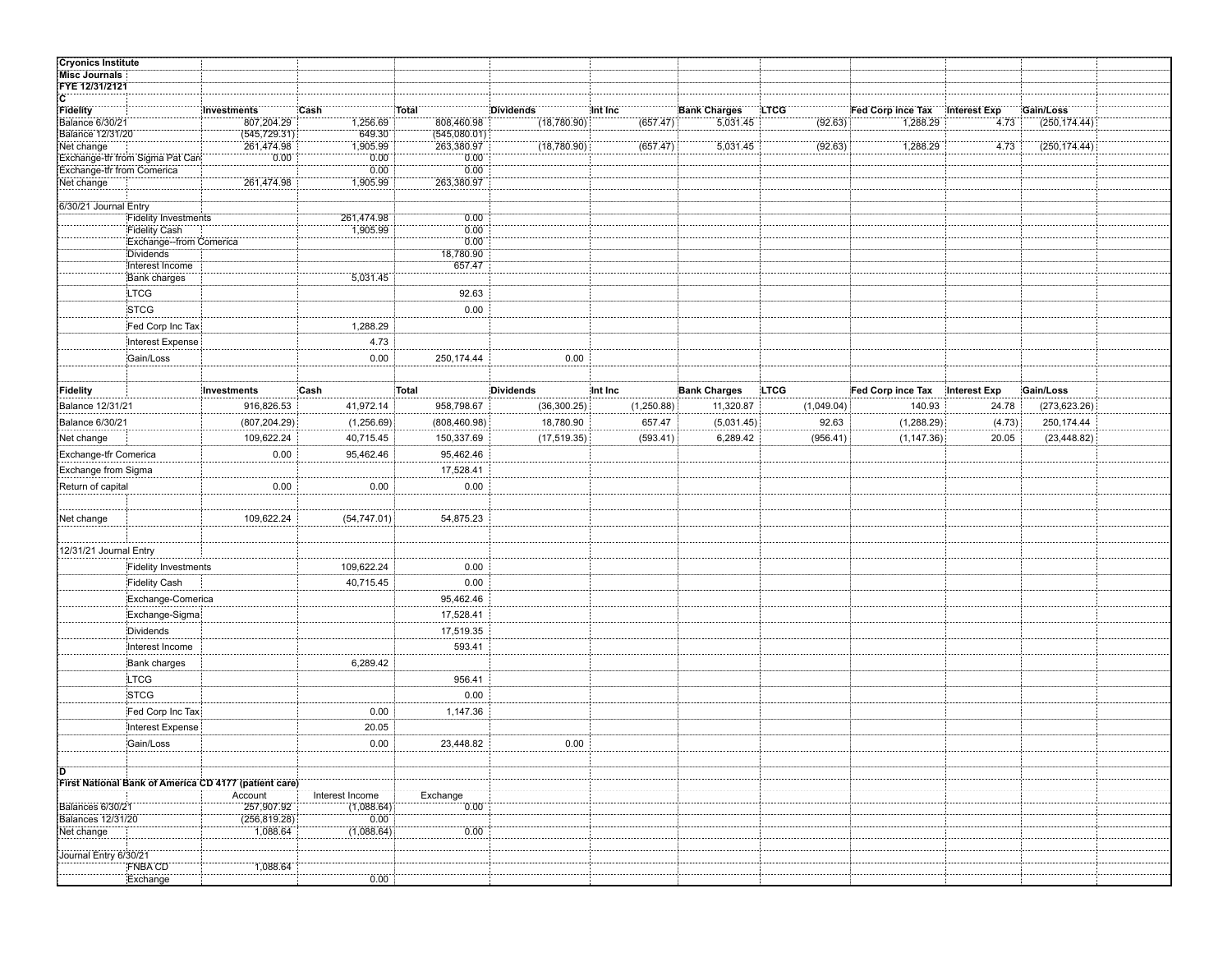| | | | | | | | | | | | | |
|---|---|---|---|---|---|---|---|---|---|---|---|---|
| **Cryonics Institute** | | | | | | | | | | | | |
| **Misc Journals** | | | | | | | | | | | | |
| **FYE 12/31/2121** | | | | | | | | | | | | |
| **C** | | | | | | | | | | | | |
| **Fidelity** | | **Investments** | **Cash** | **Total** | **Dividends** | **Int Inc** | **Bank Charges** | **LTCG** | **Fed Corp ince Tax** | **Interest Exp** | **Gain/Loss** | |
| Balance 6/30/21 | | 807,204.29 | 1,256.69 | 808,460.98 | (18,780.90) | (657.47) | 5,031.45 | (92.63) | 1,288.29 | 4.73 | (250,174.44) | |
| Balance 12/31/20 | | (545,729.31) | 649.30 | (545,080.01) | | | | | | | | |
| Net change | | 261,474.98 | 1,905.99 | 263,380.97 | (18,780.90) | (657.47) | 5,031.45 | (92.63) | 1,288.29 | 4.73 | (250,174.44) | |
| Exchange-tfr from Sigma Pat Car | | 0.00 | 0.00 | 0.00 | | | | | | | | |
| Exchange-tfr from Comerica | | | 0.00 | 0.00 | | | | | | | | |
| Net change | | 261,474.98 | 1,905.99 | 263,380.97 | | | | | | | | |
| | | | | | | | | | | | | |
| 6/30/21 Journal Entry | | | | | | | | | | | | |
| | Fidelity Investments | | 261,474.98 | 0.00 | | | | | | | | |
| | Fidelity Cash | | 1,905.99 | 0.00 | | | | | | | | |
| | Exchange--from Comerica | | | 0.00 | | | | | | | | |
| | Dividends | | | 18,780.90 | | | | | | | | |
| | Interest Income | | | 657.47 | | | | | | | | |
| | Bank charges | | 5,031.45 | | | | | | | | | |
| | LTCG | | | 92.63 | | | | | | | | |
| | STCG | | | 0.00 | | | | | | | | |
| | Fed Corp Inc Tax | | 1,288.29 | | | | | | | | | |
| | Interest Expense | | 4.73 | | | | | | | | | |
| | Gain/Loss | | 0.00 | 250,174.44 | 0.00 | | | | | | | |
| | | | | | | | | | | | | |
| **Fidelity** | | **Investments** | **Cash** | **Total** | **Dividends** | **Int Inc** | **Bank Charges** | **LTCG** | **Fed Corp ince Tax** | **Interest Exp** | **Gain/Loss** | |
| Balance 12/31/21 | | 916,826.53 | 41,972.14 | 958,798.67 | (36,300.25) | (1,250.88) | 11,320.87 | (1,049.04) | 140.93 | 24.78 | (273,623.26) | |
| Balance 6/30/21 | | (807,204.29) | (1,256.69) | (808,460.98) | 18,780.90 | 657.47 | (5,031.45) | 92.63 | (1,288.29) | (4.73) | 250,174.44 | |
| Net change | | 109,622.24 | 40,715.45 | 150,337.69 | (17,519.35) | (593.41) | 6,289.42 | (956.41) | (1,147.36) | 20.05 | (23,448.82) | |
| Exchange-tfr Comerica | | 0.00 | 95,462.46 | 95,462.46 | | | | | | | | |
| Exchange from Sigma | | | | 17,528.41 | | | | | | | | |
| Return of capital | | 0.00 | 0.00 | 0.00 | | | | | | | | |
| | | | | | | | | | | | | |
| Net change | | 109,622.24 | (54,747.01) | 54,875.23 | | | | | | | | |
| | | | | | | | | | | | | |
| 12/31/21 Journal Entry | | | | | | | | | | | | |
| | Fidelity Investments | | 109,622.24 | 0.00 | | | | | | | | |
| | Fidelity Cash | | 40,715.45 | 0.00 | | | | | | | | |
| | Exchange-Comerica | | | 95,462.46 | | | | | | | | |
| | Exchange-Sigma | | | 17,528.41 | | | | | | | | |
| | Dividends | | | 17,519.35 | | | | | | | | |
| | Interest Income | | | 593.41 | | | | | | | | |
| | Bank charges | | 6,289.42 | | | | | | | | | |
| | LTCG | | | 956.41 | | | | | | | | |
| | STCG | | | 0.00 | | | | | | | | |
| | Fed Corp Inc Tax | | 0.00 | 1,147.36 | | | | | | | | |
| | Interest Expense | | 20.05 | | | | | | | | | |
| | Gain/Loss | | 0.00 | 23,448.82 | 0.00 | | | | | | | |
| | | | | | | | | | | | | |
| **D** | | | | | | | | | | | | |
| **First National Bank of America CD 4177 (patient care)** | | | | | | | | | | | | |
| | | Account | Interest Income | Exchange | | | | | | | | |
| Balances 6/30/21 | | 257,907.92 | (1,088.64) | 0.00 | | | | | | | | |
| Balances 12/31/20 | | (256,819.28) | 0.00 | | | | | | | | | |
| Net change | | 1,088.64 | (1,088.64) | 0.00 | | | | | | | | |
| | | | | | | | | | | | | |
| Journal Entry 6/30/21 | | | | | | | | | | | | |
| | FNBA CD | 1,088.64 | | | | | | | | | | |
| | Exchange | | 0.00 | | | | | | | | | |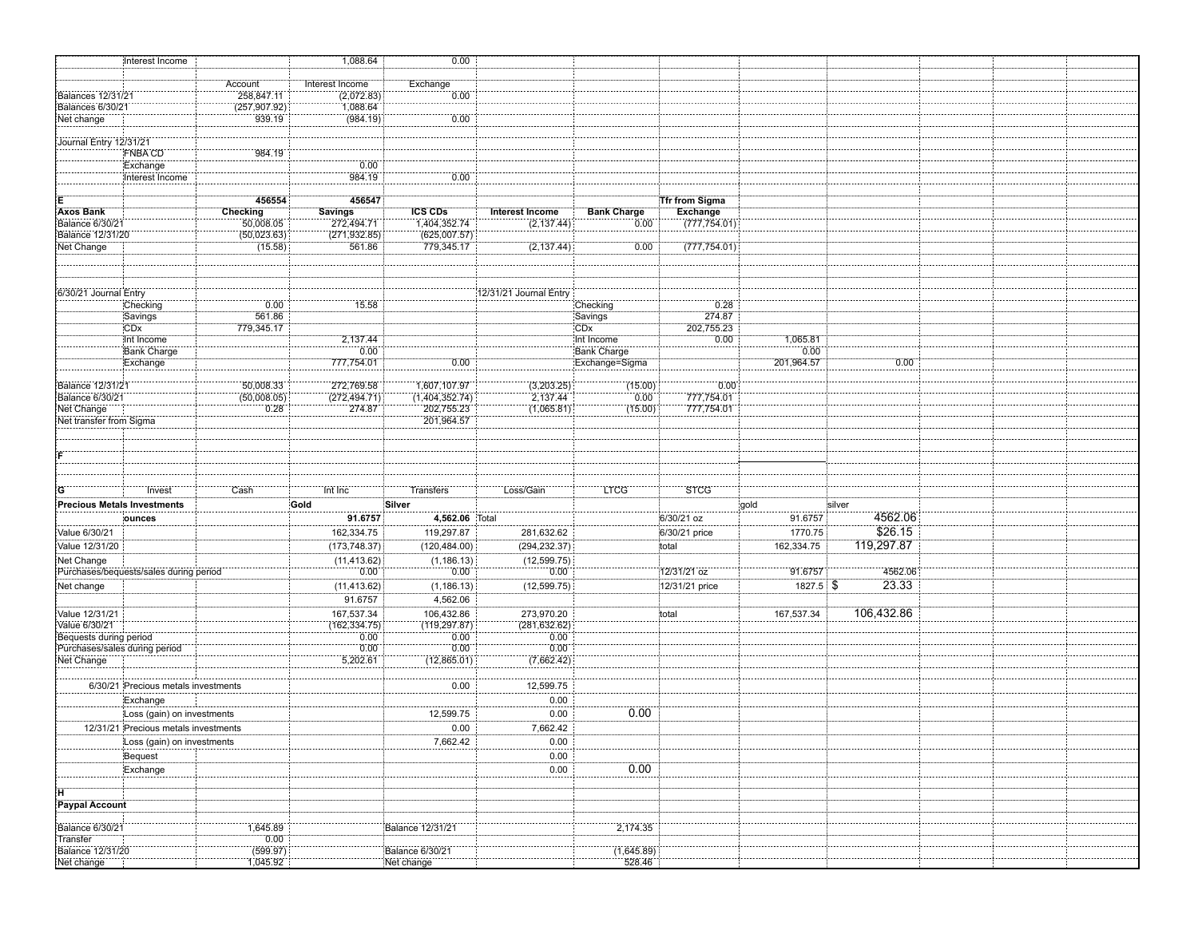| | | | | | | | | | | | |
|---|---|---|---|---|---|---|---|---|---|---|---|
| | Interest Income | | 1,088.64 | 0.00 | | | | | | | |
| | | | | | | | | | | | |
| | | Account | Interest Income | Exchange | | | | | | | |
| Balances 12/31/21 | | 258,847.11 | (2,072.83) | 0.00 | | | | | | | |
| Balances 6/30/21 | | (257,907.92) | 1,088.64 | | | | | | | | |
| Net change | | 939.19 | (984.19) | 0.00 | | | | | | | |
| | | | | | | | | | | | |
| Journal Entry 12/31/21 | | | | | | | | | | | |
| | FNBA CD | 984.19 | | | | | | | | | |
| | Exchange | | 0.00 | | | | | | | | |
| | Interest Income | | 984.19 | 0.00 | | | | | | | |
| | | | | | | | | | | | |
| **E** | | **456554** | **456547** | | | | **Tfr from Sigma** | | | | |
| **Axos Bank** | | **Checking** | **Savings** | **ICS CDs** | **Interest Income** | **Bank Charge** | **Exchange** | | | | |
| Balance 6/30/21 | | 50,008.05 | 272,494.71 | 1,404,352.74 | (2,137.44) | 0.00 | (777,754.01) | | | | |
| Balance 12/31/20 | | (50,023.63) | (271,932.85) | (625,007.57) | | | | | | | |
| Net Change | | (15.58) | 561.86 | 779,345.17 | (2,137.44) | 0.00 | (777,754.01) | | | | |
| | | | | | | | | | | | |
| 6/30/21 Journal Entry | | | | | 12/31/21 Journal Entry | | | | | | |
| | Checking | 0.00 | 15.58 | | | Checking | 0.28 | | | | |
| | Savings | 561.86 | | | | Savings | 274.87 | | | | |
| | CDx | 779,345.17 | | | | CDx | 202,755.23 | | | | |
| | Int Income | | 2,137.44 | | | Int Income | 0.00 | 1,065.81 | | | |
| | Bank Charge | | 0.00 | | | Bank Charge | | 0.00 | | | |
| | Exchange | | 777,754.01 | 0.00 | | Exchange=Sigma | | 201,964.57 | 0.00 | | |
| | | | | | | | | | | | |
| Balance 12/31/21 | | 50,008.33 | 272,769.58 | 1,607,107.97 | (3,203.25) | (15.00) | 0.00 | | | | |
| Balance 6/30/21 | | (50,008.05) | (272,494.71) | (1,404,352.74) | 2,137.44 | 0.00 | 777,754.01 | | | | |
| Net Change | | 0.28 | 274.87 | 202,755.23 | (1,065.81) | (15.00) | 777,754.01 | | | | |
| Net transfer from Sigma | | | | 201,964.57 | | | | | | | |
| | | | | | | | | | | | |
| **F** | | | | | | | | | | | |
| | | | | | | | | | | | |
| **G** | Invest | Cash | Int Inc | Transfers | Loss/Gain | LTCG | STCG | | | | |
| **Precious Metals Investments** | | | **Gold** | **Silver** | | | | gold | silver | | |
| | **ounces** | | **91.6757** | **4,562.06** | Total | | 6/30/21 oz | 91.6757 | 4562.06 | | |
| Value 6/30/21 | | | 162,334.75 | 119,297.87 | 281,632.62 | | 6/30/21 price | 1770.75 | $26.15 | | |
| Value 12/31/20 | | | (173,748.37) | (120,484.00) | (294,232.37) | | total | 162,334.75 | 119,297.87 | | |
| Net Change | | | (11,413.62) | (1,186.13) | (12,599.75) | | | | | | |
| Purchases/bequests/sales during period | | | 0.00 | 0.00 | 0.00 | | 12/31/21 oz | 91.6757 | 4562.06 | | |
| Net change | | | (11,413.62) | (1,186.13) | (12,599.75) | | 12/31/21 price | 1827.5 | $ 23.33 | | |
| | | | 91.6757 | 4,562.06 | | | | | | | |
| Value 12/31/21 | | | 167,537.34 | 106,432.86 | 273,970.20 | | total | 167,537.34 | 106,432.86 | | |
| Value 6/30/21 | | | (162,334.75) | (119,297.87) | (281,632.62) | | | | | | |
| Bequests during period | | | 0.00 | 0.00 | 0.00 | | | | | | |
| Purchases/sales during period | | | 0.00 | 0.00 | 0.00 | | | | | | |
| Net Change | | | 5,202.61 | (12,865.01) | (7,662.42) | | | | | | |
| | | | | | | | | | | | |
| 6/30/21 | Precious metals investments | | | 0.00 | 12,599.75 | | | | | | |
| | Exchange | | | | 0.00 | | | | | | |
| | Loss (gain) on investments | | | 12,599.75 | 0.00 | 0.00 | | | | | |
| 12/31/21 | Precious metals investments | | | 0.00 | 7,662.42 | | | | | | |
| | Loss (gain) on investments | | | 7,662.42 | 0.00 | | | | | | |
| | Bequest | | | | 0.00 | | | | | | |
| | Exchange | | | | 0.00 | 0.00 | | | | | |
| | | | | | | | | | | | |
| **H** | | | | | | | | | | | |
| **Paypal Account** | | | | | | | | | | | |
| | | | | | | | | | | | |
| Balance 6/30/21 | | 1,645.89 | | Balance 12/31/21 | | 2,174.35 | | | | | |
| Transfer | | 0.00 | | | | | | | | | |
| Balance 12/31/20 | | (599.97) | | Balance 6/30/21 | | (1,645.89) | | | | | |
| Net change | | 1,045.92 | | Net change | | 528.46 | | | | | |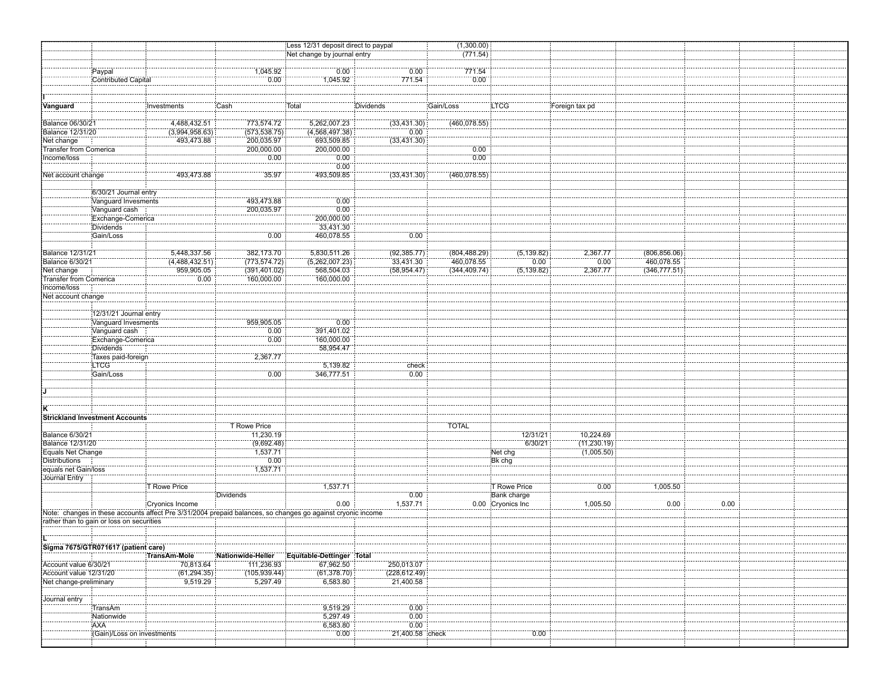| | | | | | | | | | | | | |
|---|---|---|---|---|---|---|---|---|---|---|---|---|
| | | | | Less 12/31 deposit direct to paypal | | (1,300.00) | | | | | | |
| | | | | Net change by journal entry | | (771.54) | | | | | | |
| | | | | | | | | | | | | |
| | Paypal | | 1,045.92 | 0.00 | 0.00 | 771.54 | | | | | | |
| | Contributed Capital | | 0.00 | 1,045.92 | 771.54 | 0.00 | | | | | | |
| | | | | | | | | | | | | |
| I | | | | | | | | | | | | |
| **Vanguard** | | Investments | Cash | Total | Dividends | Gain/Loss | LTCG | Foreign tax pd | | | | |
| | | | | | | | | | | | | |
| Balance 06/30/21 | | 4,488,432.51 | 773,574.72 | 5,262,007.23 | (33,431.30) | (460,078.55) | | | | | | |
| Balance 12/31/20 | | (3,994,958.63) | (573,538.75) | (4,568,497.38) | 0.00 | | | | | | | |
| Net change | | 493,473.88 | 200,035.97 | 693,509.85 | (33,431.30) | | | | | | | |
| Transfer from Comerica | | | 200,000.00 | 200,000.00 | | 0.00 | | | | | | |
| Income/loss | | | 0.00 | 0.00 | | 0.00 | | | | | | |
| | | | | 0.00 | | | | | | | | |
| Net account change | | 493,473.88 | 35.97 | 493,509.85 | (33,431.30) | (460,078.55) | | | | | | |
| | | | | | | | | | | | | |
| | 6/30/21 Journal entry | | | | | | | | | | | |
| | Vanguard Invesments | | 493,473.88 | 0.00 | | | | | | | | |
| | Vanguard cash | | 200,035.97 | 0.00 | | | | | | | | |
| | Exchange-Comerica | | | 200,000.00 | | | | | | | | |
| | Dividends | | | 33,431.30 | | | | | | | | |
| | Gain/Loss | | 0.00 | 460,078.55 | 0.00 | | | | | | | |
| | | | | | | | | | | | | |
| Balance 12/31/21 | | 5,448,337.56 | 382,173.70 | 5,830,511.26 | (92,385.77) | (804,488.29) | (5,139.82) | 2,367.77 | (806,856.06) | | | |
| Balance 6/30/21 | | (4,488,432.51) | (773,574.72) | (5,262,007.23) | 33,431.30 | 460,078.55 | 0.00 | 0.00 | 460,078.55 | | | |
| Net change | | 959,905.05 | (391,401.02) | 568,504.03 | (58,954.47) | (344,409.74) | (5,139.82) | 2,367.77 | (346,777.51) | | | |
| Transfer from Comerica | | 0.00 | 160,000.00 | 160,000.00 | | | | | | | | |
| Income/loss | | | | | | | | | | | | |
| Net account change | | | | | | | | | | | | |
| | | | | | | | | | | | | |
| | 12/31/21 Journal entry | | | | | | | | | | | |
| | Vanguard Invesments | | 959,905.05 | 0.00 | | | | | | | | |
| | Vanguard cash | | 0.00 | 391,401.02 | | | | | | | | |
| | Exchange-Comerica | | 0.00 | 160,000.00 | | | | | | | | |
| | Dividends | | | 58,954.47 | | | | | | | | |
| | Taxes paid-foreign | | 2,367.77 | | | | | | | | | |
| | LTCG | | | 5,139.82 | check | | | | | | | |
| | Gain/Loss | | 0.00 | 346,777.51 | 0.00 | | | | | | | |
| | | | | | | | | | | | | |
| J | | | | | | | | | | | | |
| | | | | | | | | | | | | |
| K | | | | | | | | | | | | |
| **Strickland Investment Accounts** | | | | | | | | | | | | |
| | | | T Rowe Price | | | TOTAL | | | | | | |
| Balance 6/30/21 | | | 11,230.19 | | | | 12/31/21 | 10,224.69 | | | | |
| Balance 12/31/20 | | | (9,692.48) | | | | 6/30/21 | (11,230.19) | | | | |
| Equals Net Change | | | 1,537.71 | | | | Net chg | (1,005.50) | | | | |
| Distributions | | | 0.00 | | | | Bk chg | | | | | |
| equals net Gain/loss | | | 1,537.71 | | | | | | | | | |
| Journal Entry | | | | | | | | | | | | |
| | | T Rowe Price | | 1,537.71 | | | T Rowe Price | 0.00 | 1,005.50 | | | |
| | | | Dividends | | 0.00 | | Bank charge | | | | | |
| | | Cryonics Income | | 0.00 | 1,537.71 | 0.00 | Cryonics Inc | 1,005.50 | 0.00 | 0.00 | | |
| Note: changes in these accounts affect Pre 3/31/2004 prepaid balances, so changes go against cryonic income | | | | | | | | | | | | |
| rather than to gain or loss on securities | | | | | | | | | | | | |
| | | | | | | | | | | | | |
| L | | | | | | | | | | | | |
| **Sigma 7675/GTR071617 (patient care)** | | | | | | | | | | | | |
| | | **TransAm-Mole** | **Nationwide-Heller** | **Equitable-Dettinger** | **Total** | | | | | | | |
| Account value 6/30/21 | | 70,813.64 | 111,236.93 | 67,962.50 | 250,013.07 | | | | | | | |
| Account value 12/31/20 | | (61,294.35) | (105,939.44) | (61,378.70) | (228,612.49) | | | | | | | |
| Net change-preliminary | | 9,519.29 | 5,297.49 | 6,583.80 | 21,400.58 | | | | | | | |
| | | | | | | | | | | | | |
| Journal entry | | | | | | | | | | | | |
| | TransAm | | | 9,519.29 | 0.00 | | | | | | | |
| | Nationwide | | | 5,297.49 | 0.00 | | | | | | | |
| | AXA | | | 6,583.80 | 0.00 | | | | | | | |
| | (Gain)/Loss on investments | | | 0.00 | 21,400.58 | check | | 0.00 | | | | |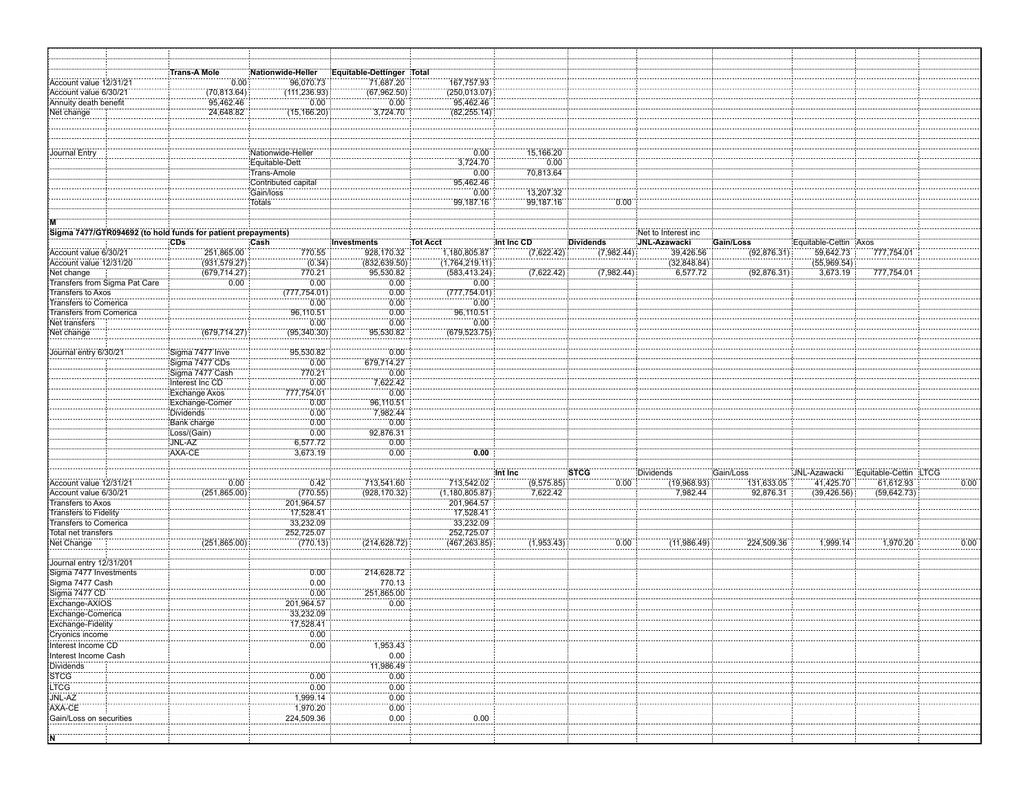| | | | | | | | | | | | | |
|---|---|---|---|---|---|---|---|---|---|---|---|---|
| | | Trans-A Mole | Nationwide-Heller | Equitable-Dettinger | Total | | | | | | | |
| Account value 12/31/21 | | 0.00 | 96,070.73 | 71,687.20 | 167,757.93 | | | | | | | |
| Account value 6/30/21 | | (70,813.64) | (111,236.93) | (67,962.50) | (250,013.07) | | | | | | | |
| Annuity death benefit | | 95,462.46 | 0.00 | 0.00 | 95,462.46 | | | | | | | |
| Net change | | 24,648.82 | (15,166.20) | 3,724.70 | (82,255.14) | | | | | | | |
| | | | | | | | | | | | | |
| Journal Entry | | | Nationwide-Heller | | 0.00 | 15,166.20 | | | | | | |
| | | | Equitable-Dett | | 3,724.70 | 0.00 | | | | | | |
| | | | Trans-Amole | | 0.00 | 70,813.64 | | | | | | |
| | | | Contributed capital | | 95,462.46 | | | | | | | |
| | | | Gain/loss | | 0.00 | 13,207.32 | | | | | | |
| | | | Totals | | 99,187.16 | 99,187.16 | 0.00 | | | | | |
| | | | | | | | | | | | | |
| M | | | | | | | | | | | | |
| Sigma 7477/GTR094692 (to hold funds for patient prepayments) | | | | | | | | Net to Interest inc | | | | |
| | | CDs | Cash | Investments | Tot Acct | Int Inc CD | Dividends | JNL-Azawacki | Gain/Loss | Equitable-Cettin | Axos | |
| Account value 6/30/21 | | 251,865.00 | 770.55 | 928,170.32 | 1,180,805.87 | (7,622.42) | (7,982.44) | 39,426.56 | (92,876.31) | 59,642.73 | 777,754.01 | |
| Account value 12/31/20 | | (931,579.27) | (0.34) | (832,639.50) | (1,764,219.11) | | | (32,848.84) | | (55,969.54) | | |
| Net change | | (679,714.27) | 770.21 | 95,530.82 | (583,413.24) | (7,622.42) | (7,982.44) | 6,577.72 | (92,876.31) | 3,673.19 | 777,754.01 | |
| Transfers from Sigma Pat Care | | 0.00 | 0.00 | 0.00 | 0.00 | | | | | | | |
| Transfers to Axos | | | (777,754.01) | 0.00 | (777,754.01) | | | | | | | |
| Transfers to Comerica | | | 0.00 | 0.00 | 0.00 | | | | | | | |
| Transfers from Comerica | | | 96,110.51 | 0.00 | 96,110.51 | | | | | | | |
| Net transfers | | | 0.00 | 0.00 | 0.00 | | | | | | | |
| Net change | | (679,714.27) | (95,340.30) | 95,530.82 | (679,523.75) | | | | | | | |
| | | | | | | | | | | | | |
| Journal entry 6/30/21 | | Sigma 7477 Inve | 95,530.82 | 0.00 | | | | | | | | |
| | | Sigma 7477 CDs | 0.00 | 679,714.27 | | | | | | | | |
| | | Sigma 7477 Cash | 770.21 | 0.00 | | | | | | | | |
| | | Interest Inc CD | 0.00 | 7,622.42 | | | | | | | | |
| | | Exchange Axos | 777,754.01 | 0.00 | | | | | | | | |
| | | Exchange-Comer | 0.00 | 96,110.51 | | | | | | | | |
| | | Dividends | 0.00 | 7,982.44 | | | | | | | | |
| | | Bank charge | 0.00 | 0.00 | | | | | | | | |
| | | Loss/(Gain) | 0.00 | 92,876.31 | | | | | | | | |
| | | JNL-AZ | 6,577.72 | 0.00 | | | | | | | | |
| | | AXA-CE | 3,673.19 | 0.00 | **0.00** | | | | | | | |
| | | | | | | | | | | | | |
| | | | | | | Int Inc | STCG | Dividends | Gain/Loss | JNL-Azawacki | Equitable-Cettin | LTCG |
| Account value 12/31/21 | | 0.00 | 0.42 | 713,541.60 | 713,542.02 | (9,575.85) | 0.00 | (19,968.93) | 131,633.05 | 41,425.70 | 61,612.93 | 0.00 |
| Account value 6/30/21 | | (251,865.00) | (770.55) | (928,170.32) | (1,180,805.87) | 7,622.42 | | 7,982.44 | 92,876.31 | (39,426.56) | (59,642.73) | |
| Transfers to Axos | | | 201,964.57 | | 201,964.57 | | | | | | | |
| Transfers to Fidelity | | | 17,528.41 | | 17,528.41 | | | | | | | |
| Transfers to Comerica | | | 33,232.09 | | 33,232.09 | | | | | | | |
| Total net transfers | | | 252,725.07 | | 252,725.07 | | | | | | | |
| Net Change | | (251,865.00) | (770.13) | (214,628.72) | (467,263.85) | (1,953.43) | 0.00 | (11,986.49) | 224,509.36 | 1,999.14 | 1,970.20 | 0.00 |
| | | | | | | | | | | | | |
| Journal entry 12/31/201 | | | | | | | | | | | | |
| Sigma 7477 Investments | | | 0.00 | 214,628.72 | | | | | | | | |
| Sigma 7477 Cash | | | 0.00 | 770.13 | | | | | | | | |
| Sigma 7477 CD | | | 0.00 | 251,865.00 | | | | | | | | |
| Exchange-AXIOS | | | 201,964.57 | 0.00 | | | | | | | | |
| Exchange-Comerica | | | 33,232.09 | | | | | | | | | |
| Exchange-Fidelity | | | 17,528.41 | | | | | | | | | |
| Cryonics income | | | 0.00 | | | | | | | | | |
| Interest Income CD | | | 0.00 | 1,953.43 | | | | | | | | |
| Interest Income Cash | | | | 0.00 | | | | | | | | |
| Dividends | | | | 11,986.49 | | | | | | | | |
| STCG | | | 0.00 | 0.00 | | | | | | | | |
| LTCG | | | 0.00 | 0.00 | | | | | | | | |
| JNL-AZ | | | 1,999.14 | 0.00 | | | | | | | | |
| AXA-CE | | | 1,970.20 | 0.00 | | | | | | | | |
| Gain/Loss on securities | | | 224,509.36 | 0.00 | 0.00 | | | | | | | |
| | | | | | | | | | | | | |
| N | | | | | | | | | | | | |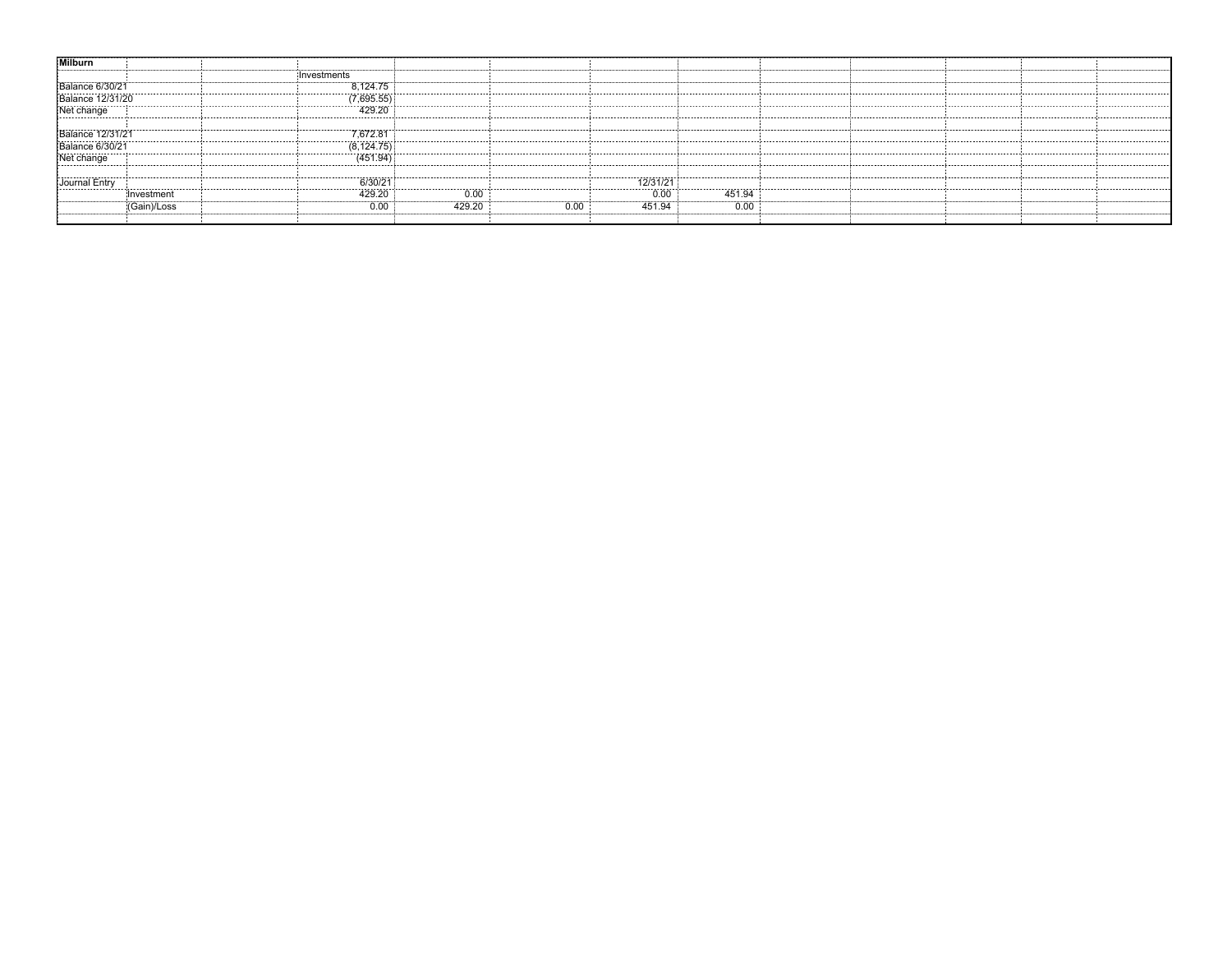| Milburn | | | | | | | | | | | | | |
|---|---|---|---|---|---|---|---|---|---|---|---|---|---|
| | | | Investments | | | | | | | | | | |
| Balance 6/30/21 | | | 8,124.75 | | | | | | | | | | |
| Balance 12/31/20 | | | (7,695.55) | | | | | | | | | | |
| Net change | | | 429.20 | | | | | | | | | | |
| | | | | | | | | | | | | | |
| Balance 12/31/21 | | | 7,672.81 | | | | | | | | | | |
| Balance 6/30/21 | | | (8,124.75) | | | | | | | | | | |
| Net change | | | (451.94) | | | | | | | | | | |
| | | | | | | | | | | | | | |
| Journal Entry | | | 6/30/21 | | | 12/31/21 | | | | | | | |
| | Investment | | 429.20 | 0.00 | | 0.00 | 451.94 | | | | | | |
| | (Gain)/Loss | | 0.00 | 429.20 | 0.00 | 451.94 | 0.00 | | | | | | |